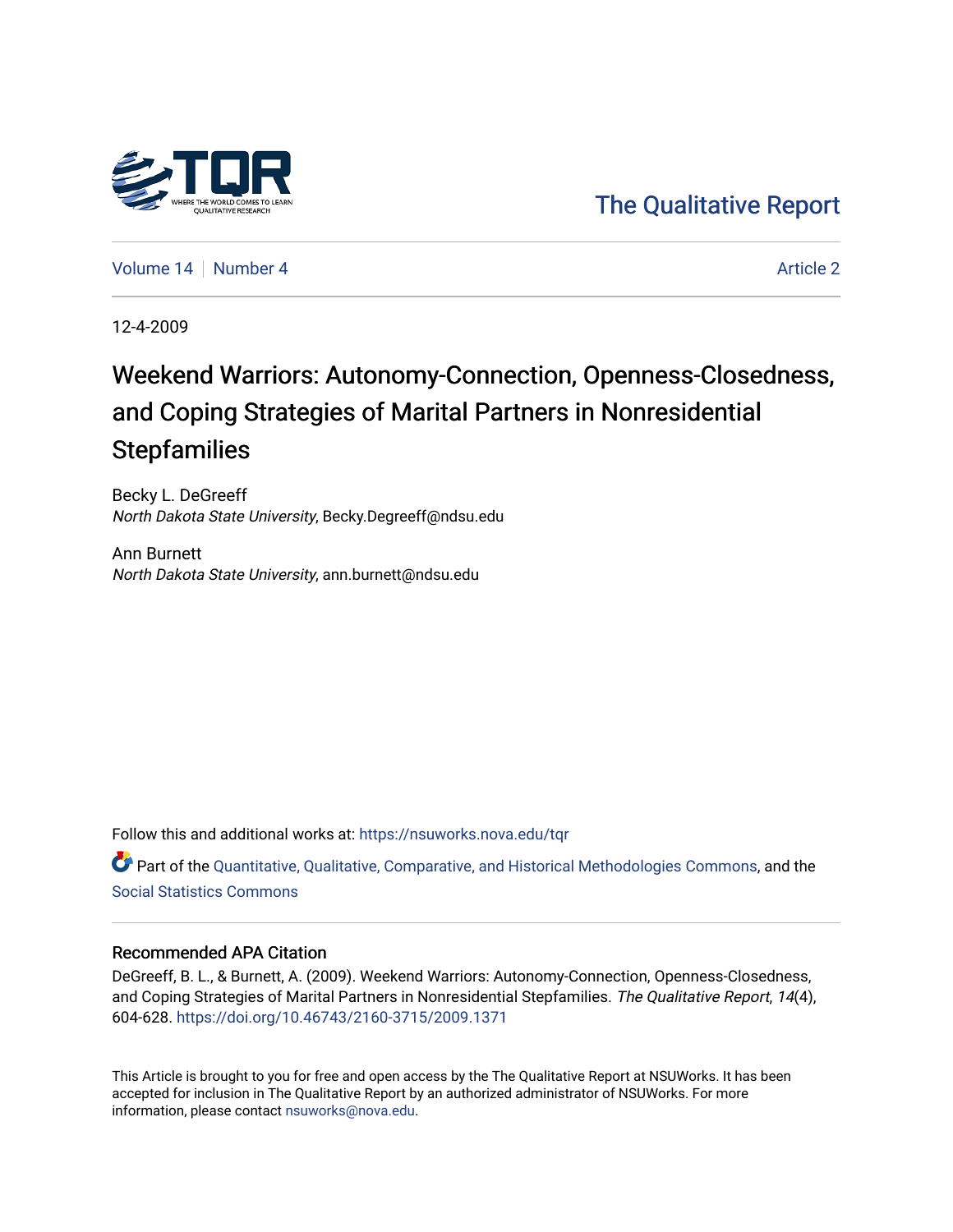The Qualitative Report

Volume 14 | Number 4 | Article 2

12-4-2009

# Weekend Warriors: Autonomy-Connection, Openness-Closedness, and Coping Strategies of Marital Partners in Nonresidential Stepfamilies

Becky L. DeGreeff
*North Dakota State University*, Becky.Degreeff@ndsu.edu

Ann Burnett
*North Dakota State University*, ann.burnett@ndsu.edu

Follow this and additional works at: https://nsuworks.nova.edu/tqr

Part of the Quantitative, Qualitative, Comparative, and Historical Methodologies Commons, and the Social Statistics Commons

## Recommended APA Citation

DeGreeff, B. L., & Burnett, A. (2009). Weekend Warriors: Autonomy-Connection, Openness-Closedness, and Coping Strategies of Marital Partners in Nonresidential Stepfamilies. *The Qualitative Report*, *14*(4), 604-628. https://doi.org/10.46743/2160-3715/2009.1371

This Article is brought to you for free and open access by the The Qualitative Report at NSUWorks. It has been accepted for inclusion in The Qualitative Report by an authorized administrator of NSUWorks. For more information, please contact nsuworks@nova.edu.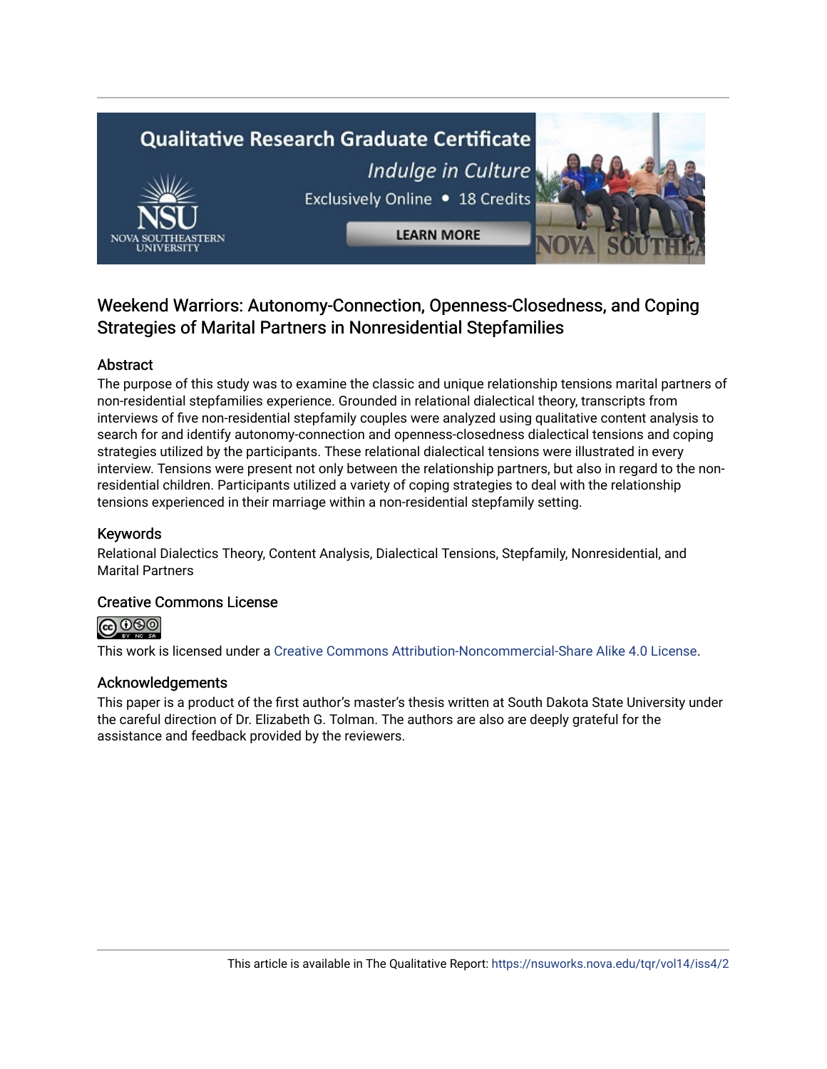# Weekend Warriors: Autonomy-Connection, Openness-Closedness, and Coping Strategies of Marital Partners in Nonresidential Stepfamilies

## Abstract

The purpose of this study was to examine the classic and unique relationship tensions marital partners of non-residential stepfamilies experience. Grounded in relational dialectical theory, transcripts from interviews of five non-residential stepfamily couples were analyzed using qualitative content analysis to search for and identify autonomy-connection and openness-closedness dialectical tensions and coping strategies utilized by the participants. These relational dialectical tensions were illustrated in every interview. Tensions were present not only between the relationship partners, but also in regard to the non-residential children. Participants utilized a variety of coping strategies to deal with the relationship tensions experienced in their marriage within a non-residential stepfamily setting.

## Keywords

Relational Dialectics Theory, Content Analysis, Dialectical Tensions, Stepfamily, Nonresidential, and Marital Partners

## Creative Commons License

This work is licensed under a Creative Commons Attribution-Noncommercial-Share Alike 4.0 License.

## Acknowledgements

This paper is a product of the first author's master's thesis written at South Dakota State University under the careful direction of Dr. Elizabeth G. Tolman. The authors are also are deeply grateful for the assistance and feedback provided by the reviewers.

This article is available in The Qualitative Report: https://nsuworks.nova.edu/tqr/vol14/iss4/2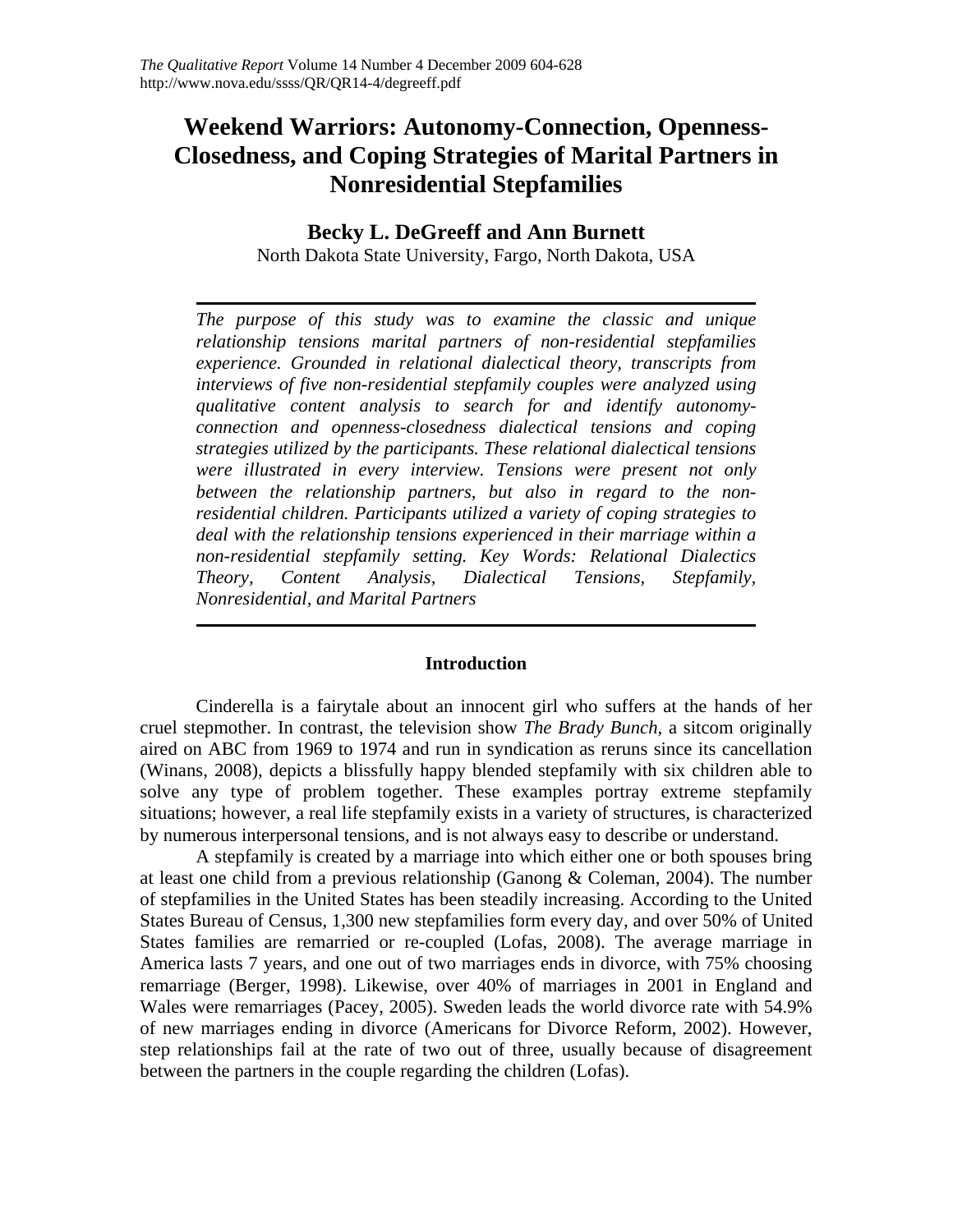# Weekend Warriors: Autonomy-Connection, Openness-Closedness, and Coping Strategies of Marital Partners in Nonresidential Stepfamilies

**Becky L. DeGreeff and Ann Burnett**

North Dakota State University, Fargo, North Dakota, USA

*The purpose of this study was to examine the classic and unique relationship tensions marital partners of non-residential stepfamilies experience. Grounded in relational dialectical theory, transcripts from interviews of five non-residential stepfamily couples were analyzed using qualitative content analysis to search for and identify autonomy-connection and openness-closedness dialectical tensions and coping strategies utilized by the participants. These relational dialectical tensions were illustrated in every interview. Tensions were present not only between the relationship partners, but also in regard to the non-residential children. Participants utilized a variety of coping strategies to deal with the relationship tensions experienced in their marriage within a non-residential stepfamily setting. Key Words: Relational Dialectics Theory, Content Analysis, Dialectical Tensions, Stepfamily, Nonresidential, and Marital Partners*

## Introduction

Cinderella is a fairytale about an innocent girl who suffers at the hands of her cruel stepmother. In contrast, the television show *The Brady Bunch*, a sitcom originally aired on ABC from 1969 to 1974 and run in syndication as reruns since its cancellation (Winans, 2008), depicts a blissfully happy blended stepfamily with six children able to solve any type of problem together. These examples portray extreme stepfamily situations; however, a real life stepfamily exists in a variety of structures, is characterized by numerous interpersonal tensions, and is not always easy to describe or understand.

A stepfamily is created by a marriage into which either one or both spouses bring at least one child from a previous relationship (Ganong & Coleman, 2004). The number of stepfamilies in the United States has been steadily increasing. According to the United States Bureau of Census, 1,300 new stepfamilies form every day, and over 50% of United States families are remarried or re-coupled (Lofas, 2008). The average marriage in America lasts 7 years, and one out of two marriages ends in divorce, with 75% choosing remarriage (Berger, 1998). Likewise, over 40% of marriages in 2001 in England and Wales were remarriages (Pacey, 2005). Sweden leads the world divorce rate with 54.9% of new marriages ending in divorce (Americans for Divorce Reform, 2002). However, step relationships fail at the rate of two out of three, usually because of disagreement between the partners in the couple regarding the children (Lofas).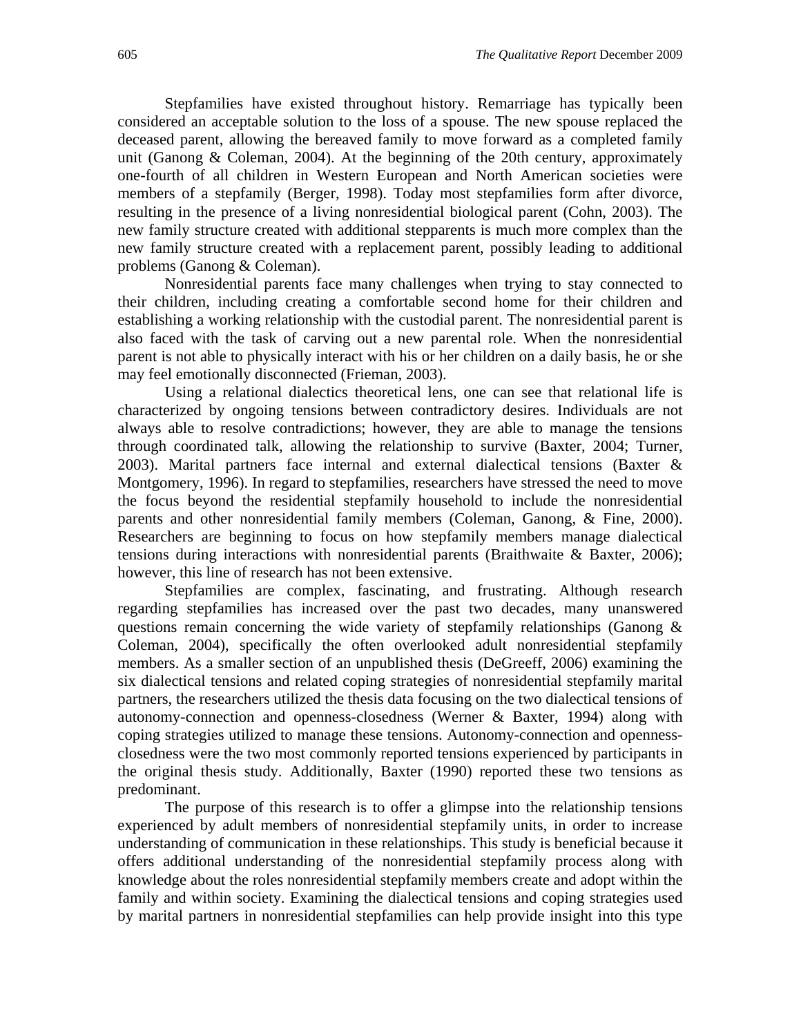Stepfamilies have existed throughout history. Remarriage has typically been considered an acceptable solution to the loss of a spouse. The new spouse replaced the deceased parent, allowing the bereaved family to move forward as a completed family unit (Ganong & Coleman, 2004). At the beginning of the 20th century, approximately one-fourth of all children in Western European and North American societies were members of a stepfamily (Berger, 1998). Today most stepfamilies form after divorce, resulting in the presence of a living nonresidential biological parent (Cohn, 2003). The new family structure created with additional stepparents is much more complex than the new family structure created with a replacement parent, possibly leading to additional problems (Ganong & Coleman).

Nonresidential parents face many challenges when trying to stay connected to their children, including creating a comfortable second home for their children and establishing a working relationship with the custodial parent. The nonresidential parent is also faced with the task of carving out a new parental role. When the nonresidential parent is not able to physically interact with his or her children on a daily basis, he or she may feel emotionally disconnected (Frieman, 2003).

Using a relational dialectics theoretical lens, one can see that relational life is characterized by ongoing tensions between contradictory desires. Individuals are not always able to resolve contradictions; however, they are able to manage the tensions through coordinated talk, allowing the relationship to survive (Baxter, 2004; Turner, 2003). Marital partners face internal and external dialectical tensions (Baxter & Montgomery, 1996). In regard to stepfamilies, researchers have stressed the need to move the focus beyond the residential stepfamily household to include the nonresidential parents and other nonresidential family members (Coleman, Ganong, & Fine, 2000). Researchers are beginning to focus on how stepfamily members manage dialectical tensions during interactions with nonresidential parents (Braithwaite & Baxter, 2006); however, this line of research has not been extensive.

Stepfamilies are complex, fascinating, and frustrating. Although research regarding stepfamilies has increased over the past two decades, many unanswered questions remain concerning the wide variety of stepfamily relationships (Ganong & Coleman, 2004), specifically the often overlooked adult nonresidential stepfamily members. As a smaller section of an unpublished thesis (DeGreeff, 2006) examining the six dialectical tensions and related coping strategies of nonresidential stepfamily marital partners, the researchers utilized the thesis data focusing on the two dialectical tensions of autonomy-connection and openness-closedness (Werner & Baxter, 1994) along with coping strategies utilized to manage these tensions. Autonomy-connection and openness-closedness were the two most commonly reported tensions experienced by participants in the original thesis study. Additionally, Baxter (1990) reported these two tensions as predominant.

The purpose of this research is to offer a glimpse into the relationship tensions experienced by adult members of nonresidential stepfamily units, in order to increase understanding of communication in these relationships. This study is beneficial because it offers additional understanding of the nonresidential stepfamily process along with knowledge about the roles nonresidential stepfamily members create and adopt within the family and within society. Examining the dialectical tensions and coping strategies used by marital partners in nonresidential stepfamilies can help provide insight into this type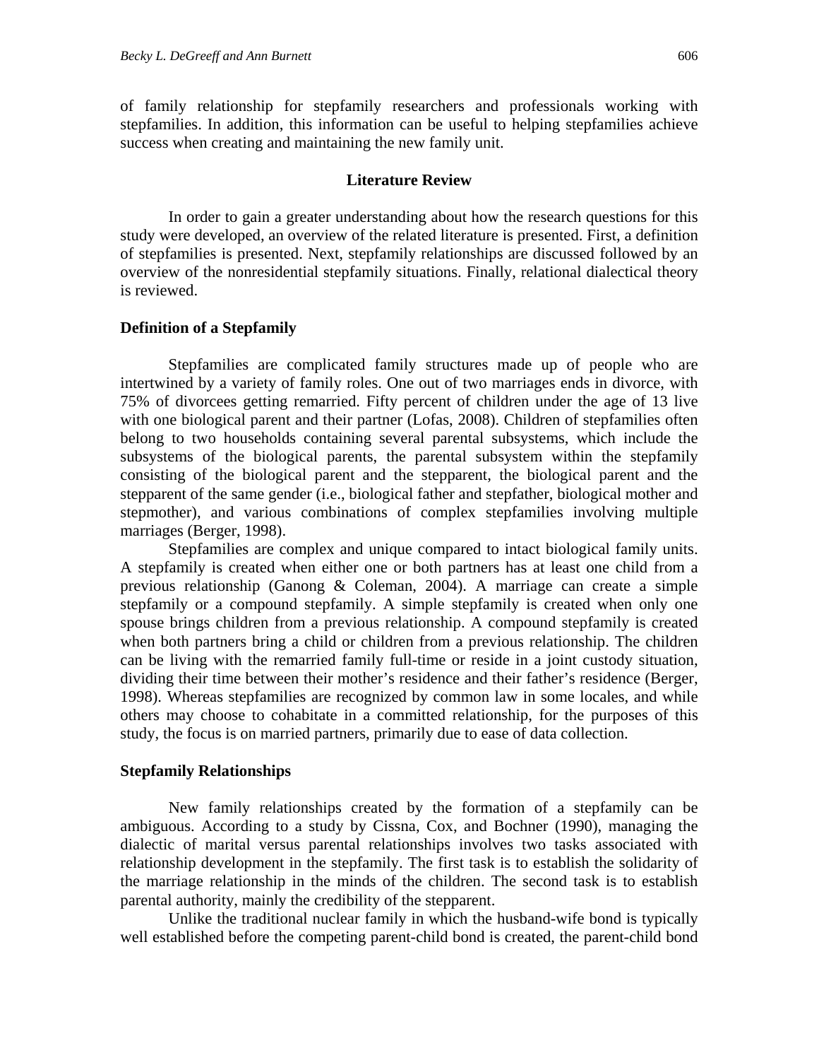of family relationship for stepfamily researchers and professionals working with stepfamilies. In addition, this information can be useful to helping stepfamilies achieve success when creating and maintaining the new family unit.

## Literature Review

In order to gain a greater understanding about how the research questions for this study were developed, an overview of the related literature is presented. First, a definition of stepfamilies is presented. Next, stepfamily relationships are discussed followed by an overview of the nonresidential stepfamily situations. Finally, relational dialectical theory is reviewed.

### Definition of a Stepfamily

Stepfamilies are complicated family structures made up of people who are intertwined by a variety of family roles. One out of two marriages ends in divorce, with 75% of divorcees getting remarried. Fifty percent of children under the age of 13 live with one biological parent and their partner (Lofas, 2008). Children of stepfamilies often belong to two households containing several parental subsystems, which include the subsystems of the biological parents, the parental subsystem within the stepfamily consisting of the biological parent and the stepparent, the biological parent and the stepparent of the same gender (i.e., biological father and stepfather, biological mother and stepmother), and various combinations of complex stepfamilies involving multiple marriages (Berger, 1998).

Stepfamilies are complex and unique compared to intact biological family units. A stepfamily is created when either one or both partners has at least one child from a previous relationship (Ganong & Coleman, 2004). A marriage can create a simple stepfamily or a compound stepfamily. A simple stepfamily is created when only one spouse brings children from a previous relationship. A compound stepfamily is created when both partners bring a child or children from a previous relationship. The children can be living with the remarried family full-time or reside in a joint custody situation, dividing their time between their mother's residence and their father's residence (Berger, 1998). Whereas stepfamilies are recognized by common law in some locales, and while others may choose to cohabitate in a committed relationship, for the purposes of this study, the focus is on married partners, primarily due to ease of data collection.

### Stepfamily Relationships

New family relationships created by the formation of a stepfamily can be ambiguous. According to a study by Cissna, Cox, and Bochner (1990), managing the dialectic of marital versus parental relationships involves two tasks associated with relationship development in the stepfamily. The first task is to establish the solidarity of the marriage relationship in the minds of the children. The second task is to establish parental authority, mainly the credibility of the stepparent.

Unlike the traditional nuclear family in which the husband-wife bond is typically well established before the competing parent-child bond is created, the parent-child bond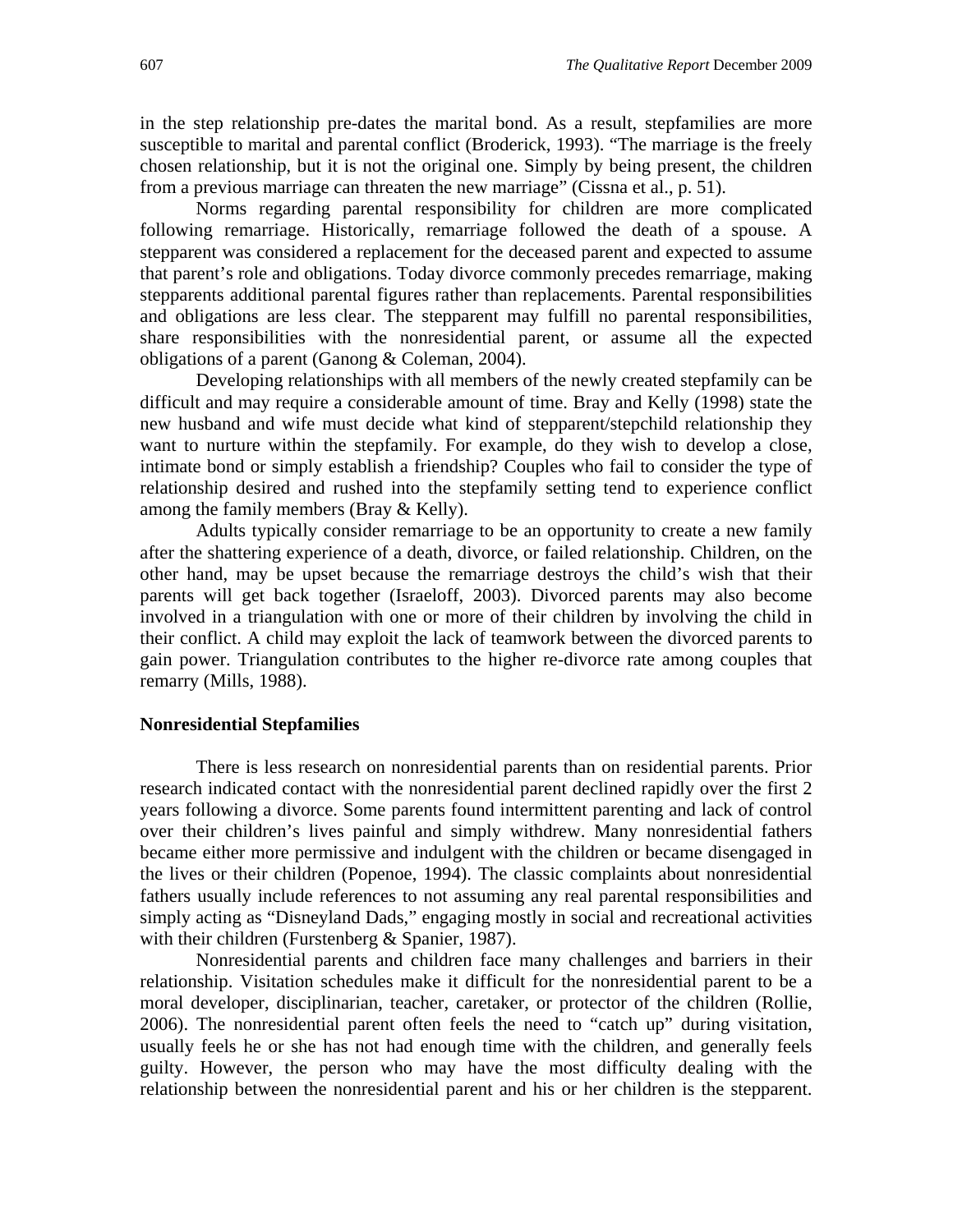in the step relationship pre-dates the marital bond. As a result, stepfamilies are more susceptible to marital and parental conflict (Broderick, 1993). "The marriage is the freely chosen relationship, but it is not the original one. Simply by being present, the children from a previous marriage can threaten the new marriage" (Cissna et al., p. 51).

Norms regarding parental responsibility for children are more complicated following remarriage. Historically, remarriage followed the death of a spouse. A stepparent was considered a replacement for the deceased parent and expected to assume that parent's role and obligations. Today divorce commonly precedes remarriage, making stepparents additional parental figures rather than replacements. Parental responsibilities and obligations are less clear. The stepparent may fulfill no parental responsibilities, share responsibilities with the nonresidential parent, or assume all the expected obligations of a parent (Ganong & Coleman, 2004).

Developing relationships with all members of the newly created stepfamily can be difficult and may require a considerable amount of time. Bray and Kelly (1998) state the new husband and wife must decide what kind of stepparent/stepchild relationship they want to nurture within the stepfamily. For example, do they wish to develop a close, intimate bond or simply establish a friendship? Couples who fail to consider the type of relationship desired and rushed into the stepfamily setting tend to experience conflict among the family members (Bray & Kelly).

Adults typically consider remarriage to be an opportunity to create a new family after the shattering experience of a death, divorce, or failed relationship. Children, on the other hand, may be upset because the remarriage destroys the child's wish that their parents will get back together (Israeloff, 2003). Divorced parents may also become involved in a triangulation with one or more of their children by involving the child in their conflict. A child may exploit the lack of teamwork between the divorced parents to gain power. Triangulation contributes to the higher re-divorce rate among couples that remarry (Mills, 1988).

### Nonresidential Stepfamilies

There is less research on nonresidential parents than on residential parents. Prior research indicated contact with the nonresidential parent declined rapidly over the first 2 years following a divorce. Some parents found intermittent parenting and lack of control over their children's lives painful and simply withdrew. Many nonresidential fathers became either more permissive and indulgent with the children or became disengaged in the lives or their children (Popenoe, 1994). The classic complaints about nonresidential fathers usually include references to not assuming any real parental responsibilities and simply acting as "Disneyland Dads," engaging mostly in social and recreational activities with their children (Furstenberg & Spanier, 1987).

Nonresidential parents and children face many challenges and barriers in their relationship. Visitation schedules make it difficult for the nonresidential parent to be a moral developer, disciplinarian, teacher, caretaker, or protector of the children (Rollie, 2006). The nonresidential parent often feels the need to "catch up" during visitation, usually feels he or she has not had enough time with the children, and generally feels guilty. However, the person who may have the most difficulty dealing with the relationship between the nonresidential parent and his or her children is the stepparent.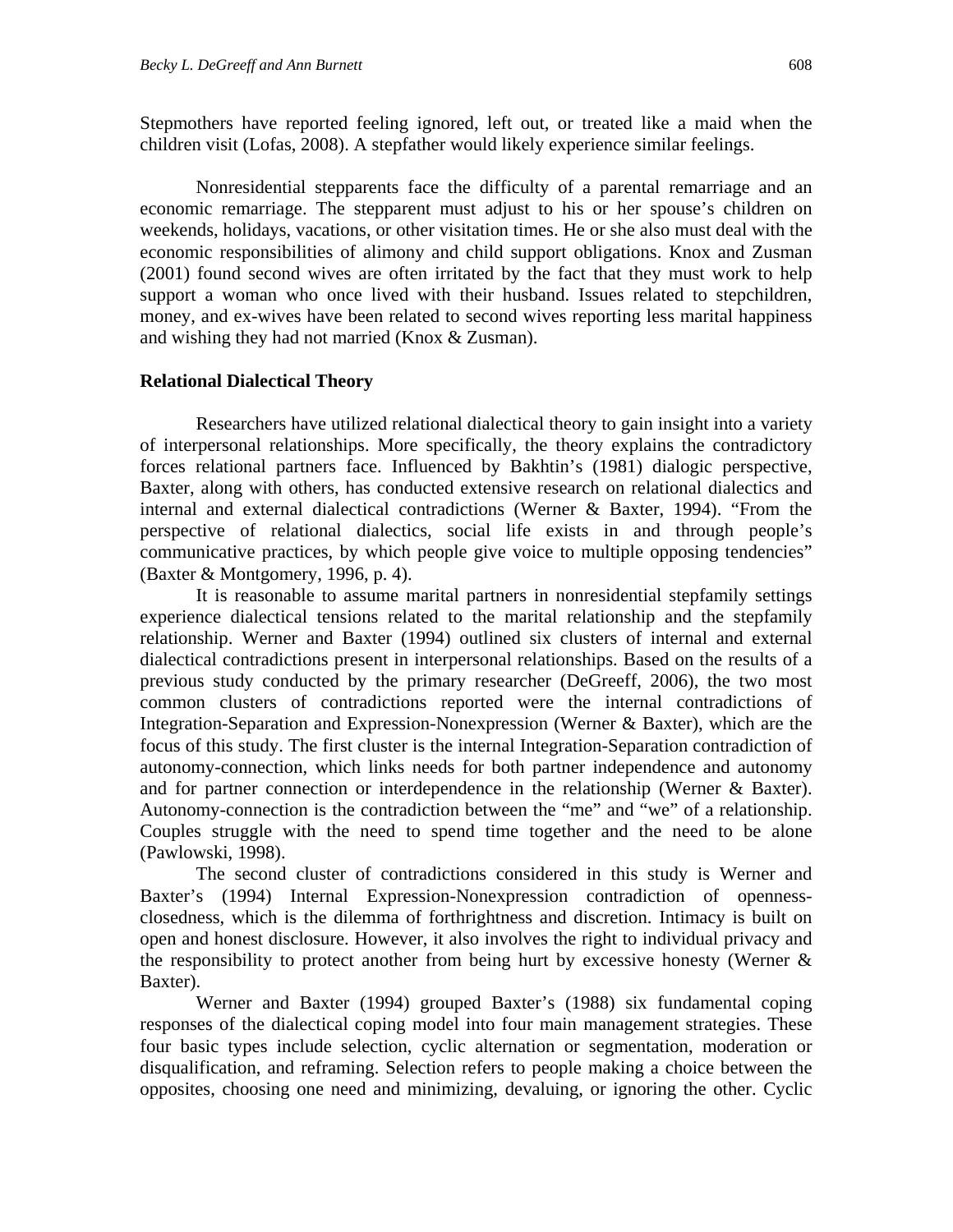Stepmothers have reported feeling ignored, left out, or treated like a maid when the children visit (Lofas, 2008). A stepfather would likely experience similar feelings.

Nonresidential stepparents face the difficulty of a parental remarriage and an economic remarriage. The stepparent must adjust to his or her spouse's children on weekends, holidays, vacations, or other visitation times. He or she also must deal with the economic responsibilities of alimony and child support obligations. Knox and Zusman (2001) found second wives are often irritated by the fact that they must work to help support a woman who once lived with their husband. Issues related to stepchildren, money, and ex-wives have been related to second wives reporting less marital happiness and wishing they had not married (Knox & Zusman).

### Relational Dialectical Theory

Researchers have utilized relational dialectical theory to gain insight into a variety of interpersonal relationships. More specifically, the theory explains the contradictory forces relational partners face. Influenced by Bakhtin's (1981) dialogic perspective, Baxter, along with others, has conducted extensive research on relational dialectics and internal and external dialectical contradictions (Werner & Baxter, 1994). "From the perspective of relational dialectics, social life exists in and through people's communicative practices, by which people give voice to multiple opposing tendencies" (Baxter & Montgomery, 1996, p. 4).

It is reasonable to assume marital partners in nonresidential stepfamily settings experience dialectical tensions related to the marital relationship and the stepfamily relationship. Werner and Baxter (1994) outlined six clusters of internal and external dialectical contradictions present in interpersonal relationships. Based on the results of a previous study conducted by the primary researcher (DeGreeff, 2006), the two most common clusters of contradictions reported were the internal contradictions of Integration-Separation and Expression-Nonexpression (Werner & Baxter), which are the focus of this study. The first cluster is the internal Integration-Separation contradiction of autonomy-connection, which links needs for both partner independence and autonomy and for partner connection or interdependence in the relationship (Werner & Baxter). Autonomy-connection is the contradiction between the "me" and "we" of a relationship. Couples struggle with the need to spend time together and the need to be alone (Pawlowski, 1998).

The second cluster of contradictions considered in this study is Werner and Baxter's (1994) Internal Expression-Nonexpression contradiction of openness-closedness, which is the dilemma of forthrightness and discretion. Intimacy is built on open and honest disclosure. However, it also involves the right to individual privacy and the responsibility to protect another from being hurt by excessive honesty (Werner & Baxter).

Werner and Baxter (1994) grouped Baxter's (1988) six fundamental coping responses of the dialectical coping model into four main management strategies. These four basic types include selection, cyclic alternation or segmentation, moderation or disqualification, and reframing. Selection refers to people making a choice between the opposites, choosing one need and minimizing, devaluing, or ignoring the other. Cyclic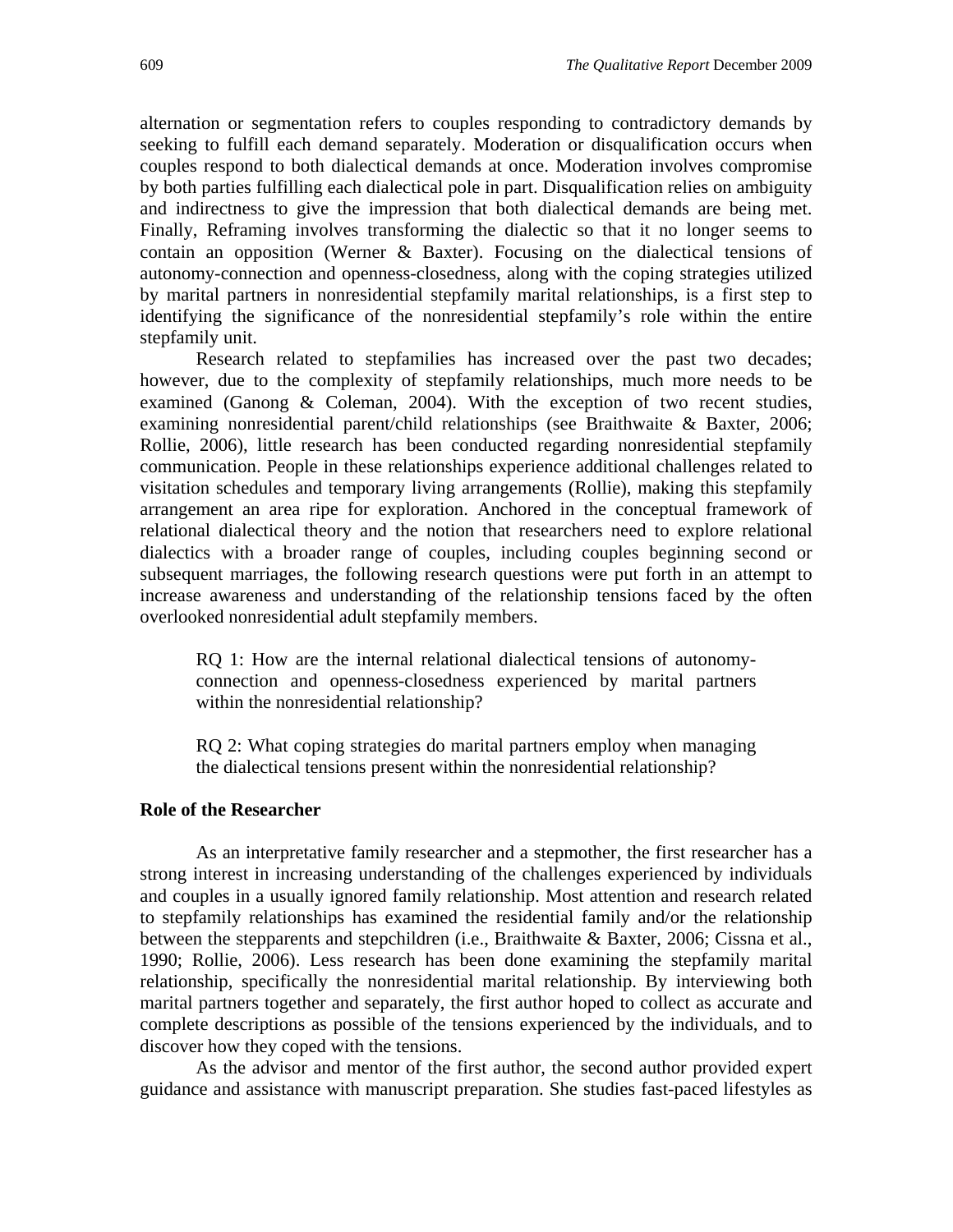alternation or segmentation refers to couples responding to contradictory demands by seeking to fulfill each demand separately. Moderation or disqualification occurs when couples respond to both dialectical demands at once. Moderation involves compromise by both parties fulfilling each dialectical pole in part. Disqualification relies on ambiguity and indirectness to give the impression that both dialectical demands are being met. Finally, Reframing involves transforming the dialectic so that it no longer seems to contain an opposition (Werner & Baxter). Focusing on the dialectical tensions of autonomy-connection and openness-closedness, along with the coping strategies utilized by marital partners in nonresidential stepfamily marital relationships, is a first step to identifying the significance of the nonresidential stepfamily's role within the entire stepfamily unit.

Research related to stepfamilies has increased over the past two decades; however, due to the complexity of stepfamily relationships, much more needs to be examined (Ganong & Coleman, 2004). With the exception of two recent studies, examining nonresidential parent/child relationships (see Braithwaite & Baxter, 2006; Rollie, 2006), little research has been conducted regarding nonresidential stepfamily communication. People in these relationships experience additional challenges related to visitation schedules and temporary living arrangements (Rollie), making this stepfamily arrangement an area ripe for exploration. Anchored in the conceptual framework of relational dialectical theory and the notion that researchers need to explore relational dialectics with a broader range of couples, including couples beginning second or subsequent marriages, the following research questions were put forth in an attempt to increase awareness and understanding of the relationship tensions faced by the often overlooked nonresidential adult stepfamily members.

> RQ 1: How are the internal relational dialectical tensions of autonomy-connection and openness-closedness experienced by marital partners within the nonresidential relationship?
>
> RQ 2: What coping strategies do marital partners employ when managing the dialectical tensions present within the nonresidential relationship?

## Role of the Researcher

As an interpretative family researcher and a stepmother, the first researcher has a strong interest in increasing understanding of the challenges experienced by individuals and couples in a usually ignored family relationship. Most attention and research related to stepfamily relationships has examined the residential family and/or the relationship between the stepparents and stepchildren (i.e., Braithwaite & Baxter, 2006; Cissna et al., 1990; Rollie, 2006). Less research has been done examining the stepfamily marital relationship, specifically the nonresidential marital relationship. By interviewing both marital partners together and separately, the first author hoped to collect as accurate and complete descriptions as possible of the tensions experienced by the individuals, and to discover how they coped with the tensions.

As the advisor and mentor of the first author, the second author provided expert guidance and assistance with manuscript preparation. She studies fast-paced lifestyles as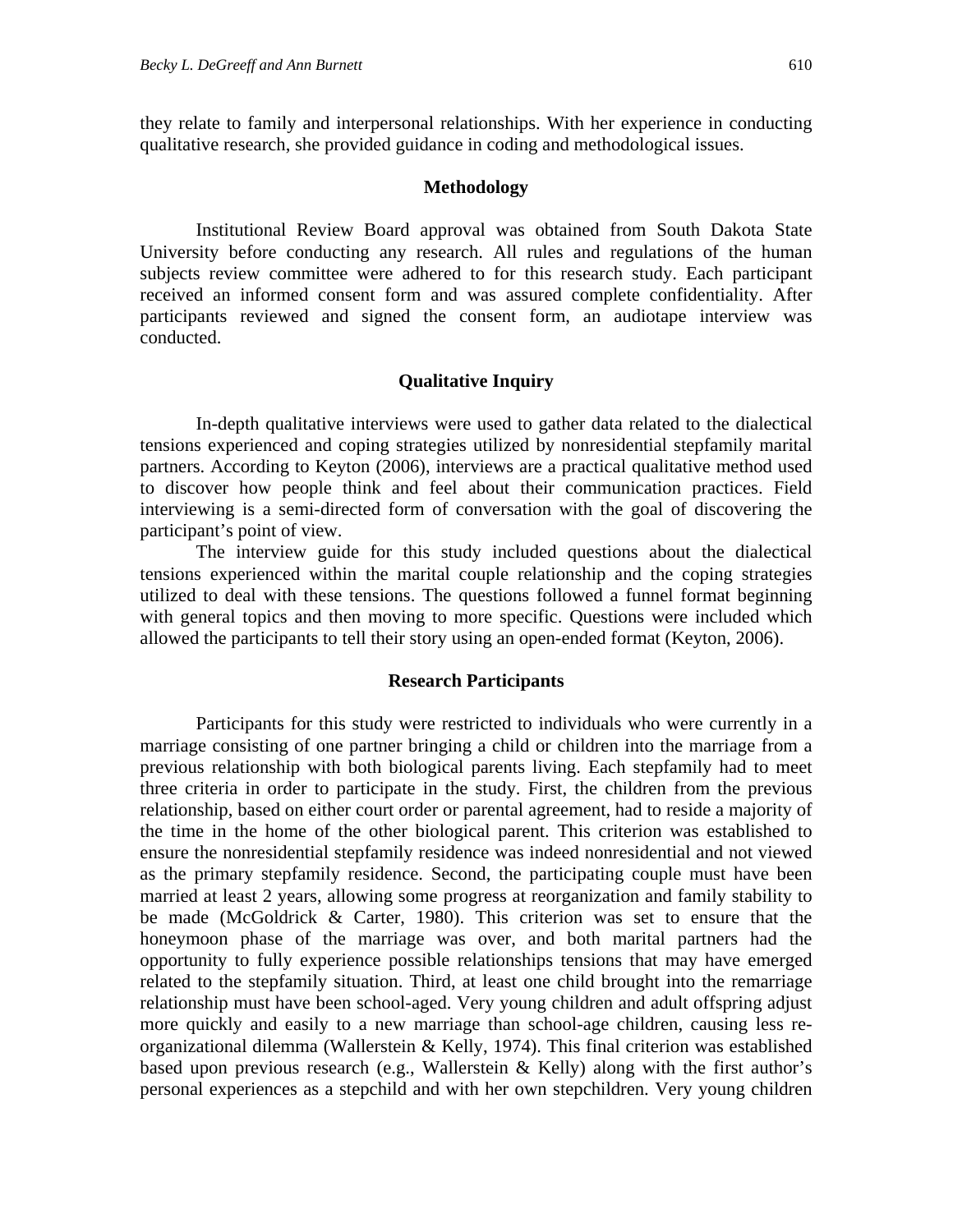they relate to family and interpersonal relationships. With her experience in conducting qualitative research, she provided guidance in coding and methodological issues.

## Methodology

Institutional Review Board approval was obtained from South Dakota State University before conducting any research. All rules and regulations of the human subjects review committee were adhered to for this research study. Each participant received an informed consent form and was assured complete confidentiality. After participants reviewed and signed the consent form, an audiotape interview was conducted.

### Qualitative Inquiry

In-depth qualitative interviews were used to gather data related to the dialectical tensions experienced and coping strategies utilized by nonresidential stepfamily marital partners. According to Keyton (2006), interviews are a practical qualitative method used to discover how people think and feel about their communication practices. Field interviewing is a semi-directed form of conversation with the goal of discovering the participant's point of view.

The interview guide for this study included questions about the dialectical tensions experienced within the marital couple relationship and the coping strategies utilized to deal with these tensions. The questions followed a funnel format beginning with general topics and then moving to more specific. Questions were included which allowed the participants to tell their story using an open-ended format (Keyton, 2006).

### Research Participants

Participants for this study were restricted to individuals who were currently in a marriage consisting of one partner bringing a child or children into the marriage from a previous relationship with both biological parents living. Each stepfamily had to meet three criteria in order to participate in the study. First, the children from the previous relationship, based on either court order or parental agreement, had to reside a majority of the time in the home of the other biological parent. This criterion was established to ensure the nonresidential stepfamily residence was indeed nonresidential and not viewed as the primary stepfamily residence. Second, the participating couple must have been married at least 2 years, allowing some progress at reorganization and family stability to be made (McGoldrick & Carter, 1980). This criterion was set to ensure that the honeymoon phase of the marriage was over, and both marital partners had the opportunity to fully experience possible relationships tensions that may have emerged related to the stepfamily situation. Third, at least one child brought into the remarriage relationship must have been school-aged. Very young children and adult offspring adjust more quickly and easily to a new marriage than school-age children, causing less re-organizational dilemma (Wallerstein & Kelly, 1974). This final criterion was established based upon previous research (e.g., Wallerstein & Kelly) along with the first author's personal experiences as a stepchild and with her own stepchildren. Very young children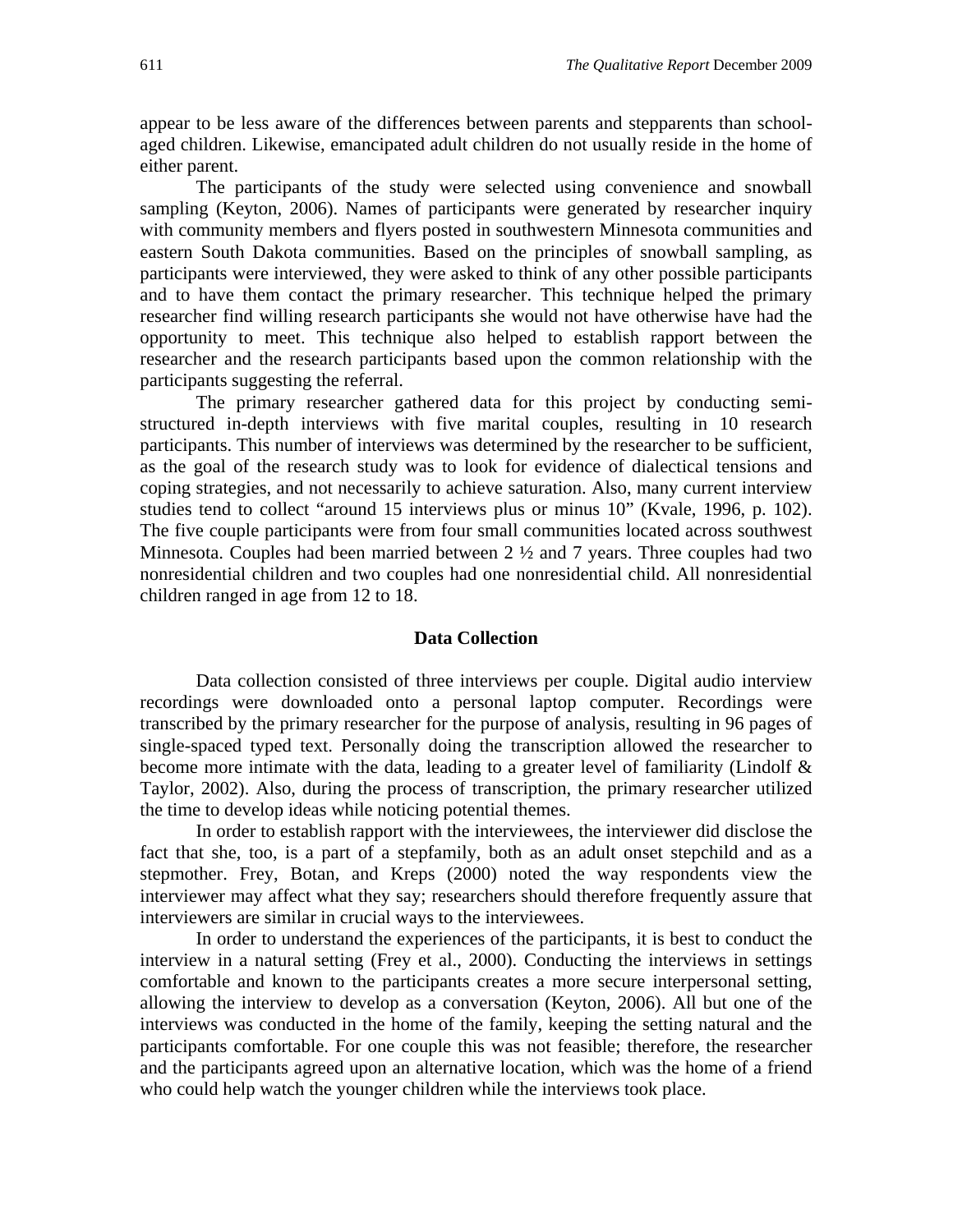appear to be less aware of the differences between parents and stepparents than school-aged children. Likewise, emancipated adult children do not usually reside in the home of either parent.

The participants of the study were selected using convenience and snowball sampling (Keyton, 2006). Names of participants were generated by researcher inquiry with community members and flyers posted in southwestern Minnesota communities and eastern South Dakota communities. Based on the principles of snowball sampling, as participants were interviewed, they were asked to think of any other possible participants and to have them contact the primary researcher. This technique helped the primary researcher find willing research participants she would not have otherwise have had the opportunity to meet. This technique also helped to establish rapport between the researcher and the research participants based upon the common relationship with the participants suggesting the referral.

The primary researcher gathered data for this project by conducting semi-structured in-depth interviews with five marital couples, resulting in 10 research participants. This number of interviews was determined by the researcher to be sufficient, as the goal of the research study was to look for evidence of dialectical tensions and coping strategies, and not necessarily to achieve saturation. Also, many current interview studies tend to collect "around 15 interviews plus or minus 10" (Kvale, 1996, p. 102). The five couple participants were from four small communities located across southwest Minnesota. Couples had been married between 2 ½ and 7 years. Three couples had two nonresidential children and two couples had one nonresidential child. All nonresidential children ranged in age from 12 to 18.

## Data Collection

Data collection consisted of three interviews per couple. Digital audio interview recordings were downloaded onto a personal laptop computer. Recordings were transcribed by the primary researcher for the purpose of analysis, resulting in 96 pages of single-spaced typed text. Personally doing the transcription allowed the researcher to become more intimate with the data, leading to a greater level of familiarity (Lindolf & Taylor, 2002). Also, during the process of transcription, the primary researcher utilized the time to develop ideas while noticing potential themes.

In order to establish rapport with the interviewees, the interviewer did disclose the fact that she, too, is a part of a stepfamily, both as an adult onset stepchild and as a stepmother. Frey, Botan, and Kreps (2000) noted the way respondents view the interviewer may affect what they say; researchers should therefore frequently assure that interviewers are similar in crucial ways to the interviewees.

In order to understand the experiences of the participants, it is best to conduct the interview in a natural setting (Frey et al., 2000). Conducting the interviews in settings comfortable and known to the participants creates a more secure interpersonal setting, allowing the interview to develop as a conversation (Keyton, 2006). All but one of the interviews was conducted in the home of the family, keeping the setting natural and the participants comfortable. For one couple this was not feasible; therefore, the researcher and the participants agreed upon an alternative location, which was the home of a friend who could help watch the younger children while the interviews took place.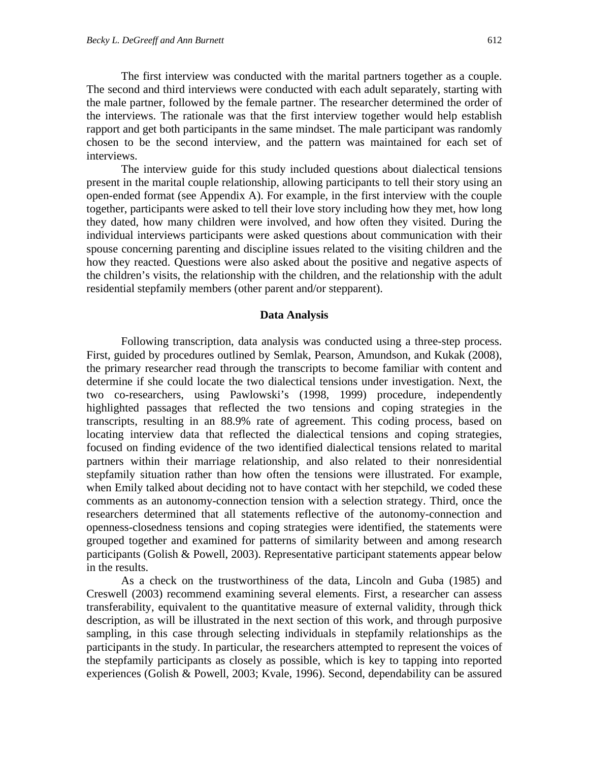The first interview was conducted with the marital partners together as a couple. The second and third interviews were conducted with each adult separately, starting with the male partner, followed by the female partner. The researcher determined the order of the interviews. The rationale was that the first interview together would help establish rapport and get both participants in the same mindset. The male participant was randomly chosen to be the second interview, and the pattern was maintained for each set of interviews.

The interview guide for this study included questions about dialectical tensions present in the marital couple relationship, allowing participants to tell their story using an open-ended format (see Appendix A). For example, in the first interview with the couple together, participants were asked to tell their love story including how they met, how long they dated, how many children were involved, and how often they visited. During the individual interviews participants were asked questions about communication with their spouse concerning parenting and discipline issues related to the visiting children and the how they reacted. Questions were also asked about the positive and negative aspects of the children's visits, the relationship with the children, and the relationship with the adult residential stepfamily members (other parent and/or stepparent).

## Data Analysis

Following transcription, data analysis was conducted using a three-step process. First, guided by procedures outlined by Semlak, Pearson, Amundson, and Kukak (2008), the primary researcher read through the transcripts to become familiar with content and determine if she could locate the two dialectical tensions under investigation. Next, the two co-researchers, using Pawlowski's (1998, 1999) procedure, independently highlighted passages that reflected the two tensions and coping strategies in the transcripts, resulting in an 88.9% rate of agreement. This coding process, based on locating interview data that reflected the dialectical tensions and coping strategies, focused on finding evidence of the two identified dialectical tensions related to marital partners within their marriage relationship, and also related to their nonresidential stepfamily situation rather than how often the tensions were illustrated. For example, when Emily talked about deciding not to have contact with her stepchild, we coded these comments as an autonomy-connection tension with a selection strategy. Third, once the researchers determined that all statements reflective of the autonomy-connection and openness-closedness tensions and coping strategies were identified, the statements were grouped together and examined for patterns of similarity between and among research participants (Golish & Powell, 2003). Representative participant statements appear below in the results.

As a check on the trustworthiness of the data, Lincoln and Guba (1985) and Creswell (2003) recommend examining several elements. First, a researcher can assess transferability, equivalent to the quantitative measure of external validity, through thick description, as will be illustrated in the next section of this work, and through purposive sampling, in this case through selecting individuals in stepfamily relationships as the participants in the study. In particular, the researchers attempted to represent the voices of the stepfamily participants as closely as possible, which is key to tapping into reported experiences (Golish & Powell, 2003; Kvale, 1996). Second, dependability can be assured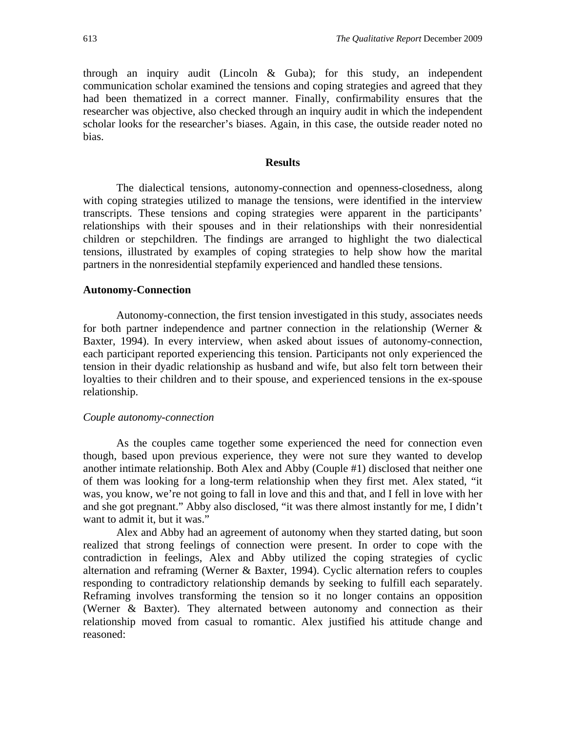through an inquiry audit (Lincoln & Guba); for this study, an independent communication scholar examined the tensions and coping strategies and agreed that they had been thematized in a correct manner. Finally, confirmability ensures that the researcher was objective, also checked through an inquiry audit in which the independent scholar looks for the researcher's biases. Again, in this case, the outside reader noted no bias.

## Results

The dialectical tensions, autonomy-connection and openness-closedness, along with coping strategies utilized to manage the tensions, were identified in the interview transcripts. These tensions and coping strategies were apparent in the participants' relationships with their spouses and in their relationships with their nonresidential children or stepchildren. The findings are arranged to highlight the two dialectical tensions, illustrated by examples of coping strategies to help show how the marital partners in the nonresidential stepfamily experienced and handled these tensions.

### Autonomy-Connection

Autonomy-connection, the first tension investigated in this study, associates needs for both partner independence and partner connection in the relationship (Werner & Baxter, 1994). In every interview, when asked about issues of autonomy-connection, each participant reported experiencing this tension. Participants not only experienced the tension in their dyadic relationship as husband and wife, but also felt torn between their loyalties to their children and to their spouse, and experienced tensions in the ex-spouse relationship.

#### *Couple autonomy-connection*

As the couples came together some experienced the need for connection even though, based upon previous experience, they were not sure they wanted to develop another intimate relationship. Both Alex and Abby (Couple #1) disclosed that neither one of them was looking for a long-term relationship when they first met. Alex stated, "it was, you know, we're not going to fall in love and this and that, and I fell in love with her and she got pregnant." Abby also disclosed, "it was there almost instantly for me, I didn't want to admit it, but it was."

Alex and Abby had an agreement of autonomy when they started dating, but soon realized that strong feelings of connection were present. In order to cope with the contradiction in feelings, Alex and Abby utilized the coping strategies of cyclic alternation and reframing (Werner & Baxter, 1994). Cyclic alternation refers to couples responding to contradictory relationship demands by seeking to fulfill each separately. Reframing involves transforming the tension so it no longer contains an opposition (Werner & Baxter). They alternated between autonomy and connection as their relationship moved from casual to romantic. Alex justified his attitude change and reasoned: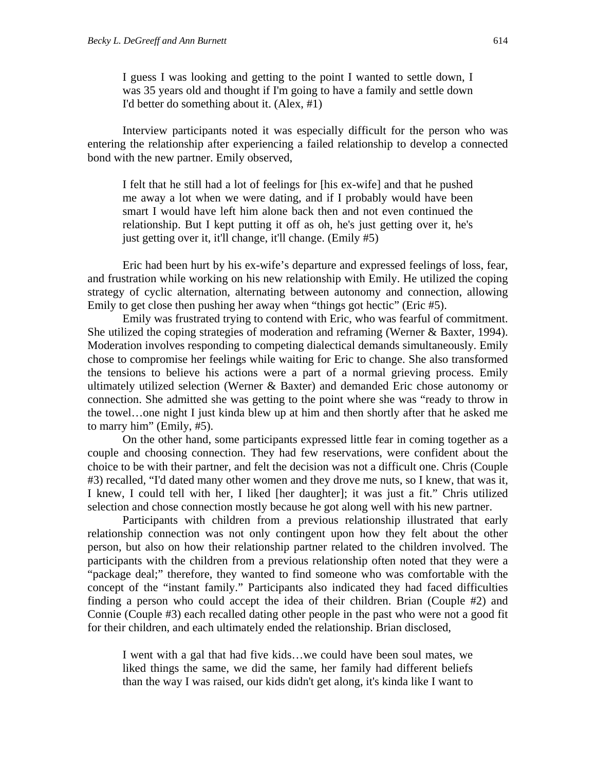> I guess I was looking and getting to the point I wanted to settle down, I was 35 years old and thought if I'm going to have a family and settle down I'd better do something about it. (Alex, #1)

Interview participants noted it was especially difficult for the person who was entering the relationship after experiencing a failed relationship to develop a connected bond with the new partner. Emily observed,

> I felt that he still had a lot of feelings for [his ex-wife] and that he pushed me away a lot when we were dating, and if I probably would have been smart I would have left him alone back then and not even continued the relationship. But I kept putting it off as oh, he's just getting over it, he's just getting over it, it'll change, it'll change. (Emily #5)

Eric had been hurt by his ex-wife's departure and expressed feelings of loss, fear, and frustration while working on his new relationship with Emily. He utilized the coping strategy of cyclic alternation, alternating between autonomy and connection, allowing Emily to get close then pushing her away when "things got hectic" (Eric #5).

Emily was frustrated trying to contend with Eric, who was fearful of commitment. She utilized the coping strategies of moderation and reframing (Werner & Baxter, 1994). Moderation involves responding to competing dialectical demands simultaneously. Emily chose to compromise her feelings while waiting for Eric to change. She also transformed the tensions to believe his actions were a part of a normal grieving process. Emily ultimately utilized selection (Werner & Baxter) and demanded Eric chose autonomy or connection. She admitted she was getting to the point where she was "ready to throw in the towel…one night I just kinda blew up at him and then shortly after that he asked me to marry him" (Emily, #5).

On the other hand, some participants expressed little fear in coming together as a couple and choosing connection. They had few reservations, were confident about the choice to be with their partner, and felt the decision was not a difficult one. Chris (Couple #3) recalled, "I'd dated many other women and they drove me nuts, so I knew, that was it, I knew, I could tell with her, I liked [her daughter]; it was just a fit." Chris utilized selection and chose connection mostly because he got along well with his new partner.

Participants with children from a previous relationship illustrated that early relationship connection was not only contingent upon how they felt about the other person, but also on how their relationship partner related to the children involved. The participants with the children from a previous relationship often noted that they were a "package deal;" therefore, they wanted to find someone who was comfortable with the concept of the "instant family." Participants also indicated they had faced difficulties finding a person who could accept the idea of their children. Brian (Couple #2) and Connie (Couple #3) each recalled dating other people in the past who were not a good fit for their children, and each ultimately ended the relationship. Brian disclosed,

> I went with a gal that had five kids…we could have been soul mates, we liked things the same, we did the same, her family had different beliefs than the way I was raised, our kids didn't get along, it's kinda like I want to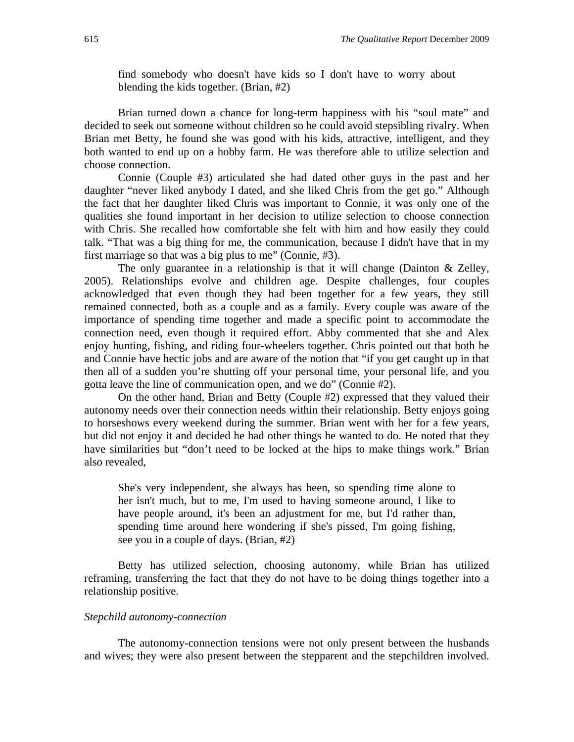> find somebody who doesn't have kids so I don't have to worry about blending the kids together. (Brian, #2)

Brian turned down a chance for long-term happiness with his “soul mate” and decided to seek out someone without children so he could avoid stepsibling rivalry. When Brian met Betty, he found she was good with his kids, attractive, intelligent, and they both wanted to end up on a hobby farm. He was therefore able to utilize selection and choose connection.

Connie (Couple #3) articulated she had dated other guys in the past and her daughter “never liked anybody I dated, and she liked Chris from the get go.” Although the fact that her daughter liked Chris was important to Connie, it was only one of the qualities she found important in her decision to utilize selection to choose connection with Chris. She recalled how comfortable she felt with him and how easily they could talk. “That was a big thing for me, the communication, because I didn't have that in my first marriage so that was a big plus to me” (Connie, #3).

The only guarantee in a relationship is that it will change (Dainton & Zelley, 2005). Relationships evolve and children age. Despite challenges, four couples acknowledged that even though they had been together for a few years, they still remained connected, both as a couple and as a family. Every couple was aware of the importance of spending time together and made a specific point to accommodate the connection need, even though it required effort. Abby commented that she and Alex enjoy hunting, fishing, and riding four-wheelers together. Chris pointed out that both he and Connie have hectic jobs and are aware of the notion that “if you get caught up in that then all of a sudden you’re shutting off your personal time, your personal life, and you gotta leave the line of communication open, and we do” (Connie #2).

On the other hand, Brian and Betty (Couple #2) expressed that they valued their autonomy needs over their connection needs within their relationship. Betty enjoys going to horseshows every weekend during the summer. Brian went with her for a few years, but did not enjoy it and decided he had other things he wanted to do. He noted that they have similarities but “don’t need to be locked at the hips to make things work.” Brian also revealed,

> She's very independent, she always has been, so spending time alone to her isn't much, but to me, I'm used to having someone around, I like to have people around, it's been an adjustment for me, but I'd rather than, spending time around here wondering if she's pissed, I'm going fishing, see you in a couple of days. (Brian, #2)

Betty has utilized selection, choosing autonomy, while Brian has utilized reframing, transferring the fact that they do not have to be doing things together into a relationship positive.

*Stepchild autonomy-connection*

The autonomy-connection tensions were not only present between the husbands and wives; they were also present between the stepparent and the stepchildren involved.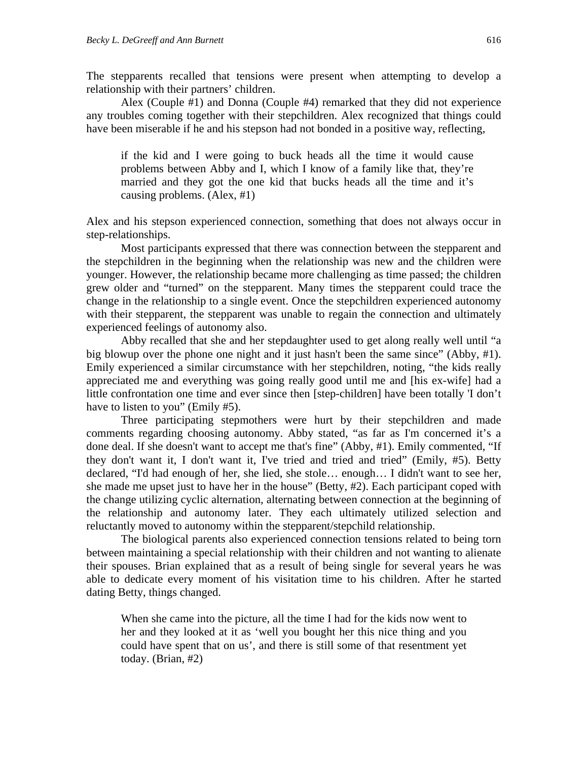The stepparents recalled that tensions were present when attempting to develop a relationship with their partners' children.

Alex (Couple #1) and Donna (Couple #4) remarked that they did not experience any troubles coming together with their stepchildren. Alex recognized that things could have been miserable if he and his stepson had not bonded in a positive way, reflecting,

> if the kid and I were going to buck heads all the time it would cause problems between Abby and I, which I know of a family like that, they're married and they got the one kid that bucks heads all the time and it's causing problems. (Alex, #1)

Alex and his stepson experienced connection, something that does not always occur in step-relationships.

Most participants expressed that there was connection between the stepparent and the stepchildren in the beginning when the relationship was new and the children were younger. However, the relationship became more challenging as time passed; the children grew older and "turned" on the stepparent. Many times the stepparent could trace the change in the relationship to a single event. Once the stepchildren experienced autonomy with their stepparent, the stepparent was unable to regain the connection and ultimately experienced feelings of autonomy also.

Abby recalled that she and her stepdaughter used to get along really well until "a big blowup over the phone one night and it just hasn't been the same since" (Abby, #1). Emily experienced a similar circumstance with her stepchildren, noting, "the kids really appreciated me and everything was going really good until me and [his ex-wife] had a little confrontation one time and ever since then [step-children] have been totally 'I don't have to listen to you" (Emily #5).

Three participating stepmothers were hurt by their stepchildren and made comments regarding choosing autonomy. Abby stated, "as far as I'm concerned it's a done deal. If she doesn't want to accept me that's fine" (Abby, #1). Emily commented, "If they don't want it, I don't want it, I've tried and tried and tried" (Emily, #5). Betty declared, "I'd had enough of her, she lied, she stole… enough… I didn't want to see her, she made me upset just to have her in the house" (Betty, #2). Each participant coped with the change utilizing cyclic alternation, alternating between connection at the beginning of the relationship and autonomy later. They each ultimately utilized selection and reluctantly moved to autonomy within the stepparent/stepchild relationship.

The biological parents also experienced connection tensions related to being torn between maintaining a special relationship with their children and not wanting to alienate their spouses. Brian explained that as a result of being single for several years he was able to dedicate every moment of his visitation time to his children. After he started dating Betty, things changed.

> When she came into the picture, all the time I had for the kids now went to her and they looked at it as 'well you bought her this nice thing and you could have spent that on us', and there is still some of that resentment yet today. (Brian, #2)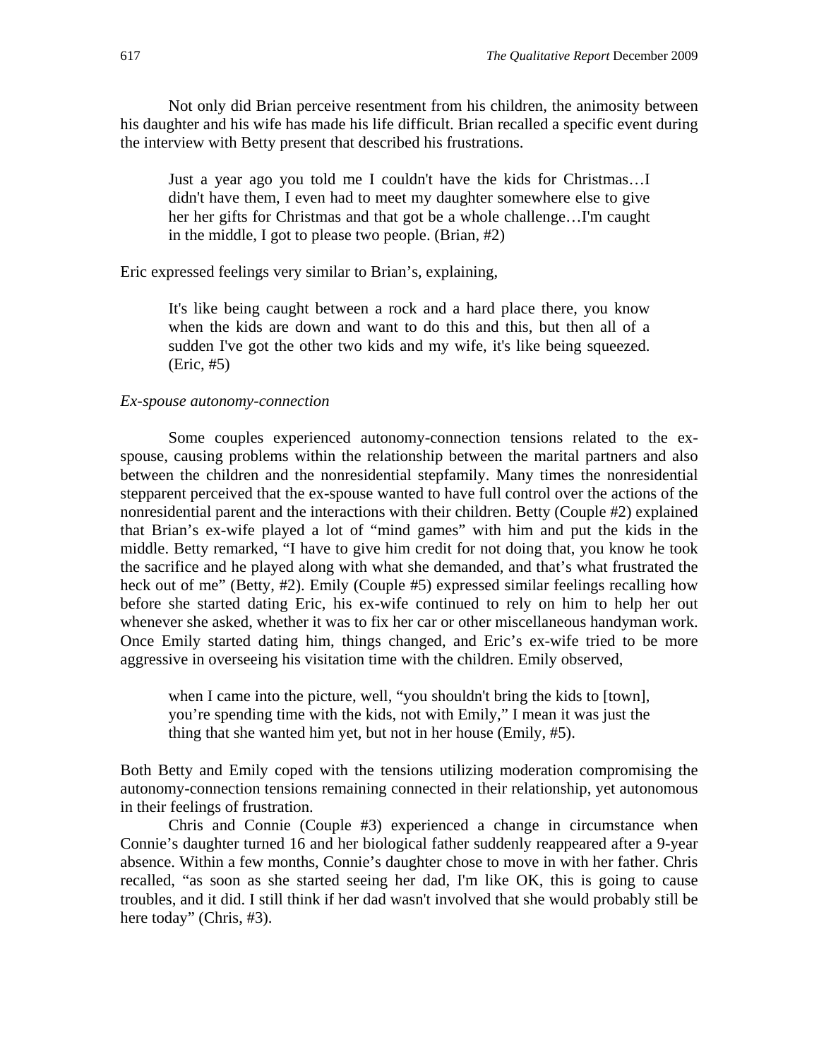Not only did Brian perceive resentment from his children, the animosity between his daughter and his wife has made his life difficult. Brian recalled a specific event during the interview with Betty present that described his frustrations.

> Just a year ago you told me I couldn't have the kids for Christmas…I didn't have them, I even had to meet my daughter somewhere else to give her her gifts for Christmas and that got be a whole challenge…I'm caught in the middle, I got to please two people. (Brian, #2)

Eric expressed feelings very similar to Brian's, explaining,

> It's like being caught between a rock and a hard place there, you know when the kids are down and want to do this and this, but then all of a sudden I've got the other two kids and my wife, it's like being squeezed. (Eric, #5)

*Ex-spouse autonomy-connection*

Some couples experienced autonomy-connection tensions related to the ex-spouse, causing problems within the relationship between the marital partners and also between the children and the nonresidential stepfamily. Many times the nonresidential stepparent perceived that the ex-spouse wanted to have full control over the actions of the nonresidential parent and the interactions with their children. Betty (Couple #2) explained that Brian's ex-wife played a lot of "mind games" with him and put the kids in the middle. Betty remarked, "I have to give him credit for not doing that, you know he took the sacrifice and he played along with what she demanded, and that's what frustrated the heck out of me" (Betty, #2). Emily (Couple #5) expressed similar feelings recalling how before she started dating Eric, his ex-wife continued to rely on him to help her out whenever she asked, whether it was to fix her car or other miscellaneous handyman work. Once Emily started dating him, things changed, and Eric's ex-wife tried to be more aggressive in overseeing his visitation time with the children. Emily observed,

> when I came into the picture, well, "you shouldn't bring the kids to [town], you're spending time with the kids, not with Emily," I mean it was just the thing that she wanted him yet, but not in her house (Emily, #5).

Both Betty and Emily coped with the tensions utilizing moderation compromising the autonomy-connection tensions remaining connected in their relationship, yet autonomous in their feelings of frustration.

Chris and Connie (Couple #3) experienced a change in circumstance when Connie's daughter turned 16 and her biological father suddenly reappeared after a 9-year absence. Within a few months, Connie's daughter chose to move in with her father. Chris recalled, "as soon as she started seeing her dad, I'm like OK, this is going to cause troubles, and it did. I still think if her dad wasn't involved that she would probably still be here today" (Chris, #3).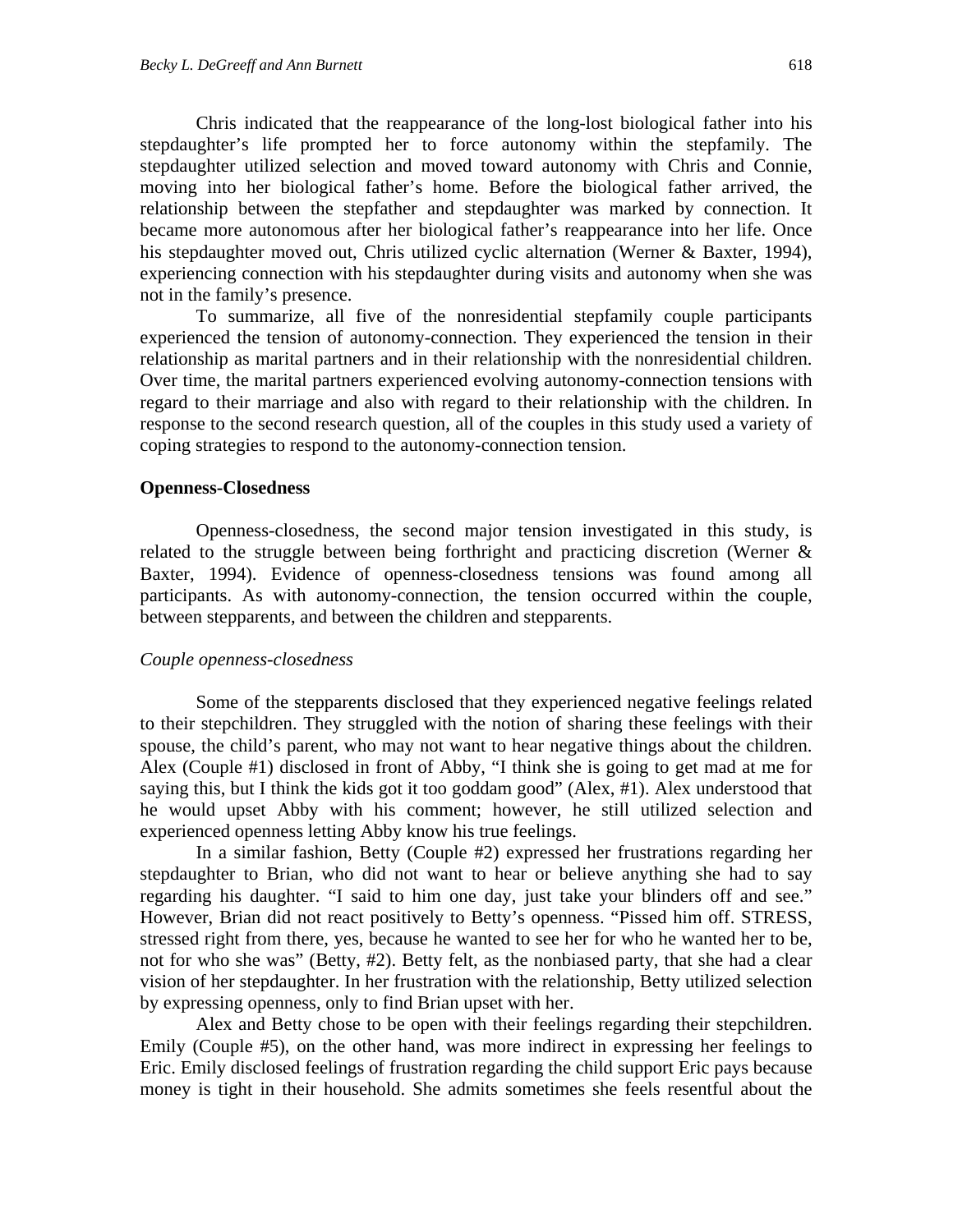Chris indicated that the reappearance of the long-lost biological father into his stepdaughter's life prompted her to force autonomy within the stepfamily. The stepdaughter utilized selection and moved toward autonomy with Chris and Connie, moving into her biological father's home. Before the biological father arrived, the relationship between the stepfather and stepdaughter was marked by connection. It became more autonomous after her biological father's reappearance into her life. Once his stepdaughter moved out, Chris utilized cyclic alternation (Werner & Baxter, 1994), experiencing connection with his stepdaughter during visits and autonomy when she was not in the family's presence.

To summarize, all five of the nonresidential stepfamily couple participants experienced the tension of autonomy-connection. They experienced the tension in their relationship as marital partners and in their relationship with the nonresidential children. Over time, the marital partners experienced evolving autonomy-connection tensions with regard to their marriage and also with regard to their relationship with the children. In response to the second research question, all of the couples in this study used a variety of coping strategies to respond to the autonomy-connection tension.

### Openness-Closedness

Openness-closedness, the second major tension investigated in this study, is related to the struggle between being forthright and practicing discretion (Werner & Baxter, 1994). Evidence of openness-closedness tensions was found among all participants. As with autonomy-connection, the tension occurred within the couple, between stepparents, and between the children and stepparents.

#### *Couple openness-closedness*

Some of the stepparents disclosed that they experienced negative feelings related to their stepchildren. They struggled with the notion of sharing these feelings with their spouse, the child's parent, who may not want to hear negative things about the children. Alex (Couple #1) disclosed in front of Abby, "I think she is going to get mad at me for saying this, but I think the kids got it too goddam good" (Alex, #1). Alex understood that he would upset Abby with his comment; however, he still utilized selection and experienced openness letting Abby know his true feelings.

In a similar fashion, Betty (Couple #2) expressed her frustrations regarding her stepdaughter to Brian, who did not want to hear or believe anything she had to say regarding his daughter. "I said to him one day, just take your blinders off and see." However, Brian did not react positively to Betty's openness. "Pissed him off. STRESS, stressed right from there, yes, because he wanted to see her for who he wanted her to be, not for who she was" (Betty, #2). Betty felt, as the nonbiased party, that she had a clear vision of her stepdaughter. In her frustration with the relationship, Betty utilized selection by expressing openness, only to find Brian upset with her.

Alex and Betty chose to be open with their feelings regarding their stepchildren. Emily (Couple #5), on the other hand, was more indirect in expressing her feelings to Eric. Emily disclosed feelings of frustration regarding the child support Eric pays because money is tight in their household. She admits sometimes she feels resentful about the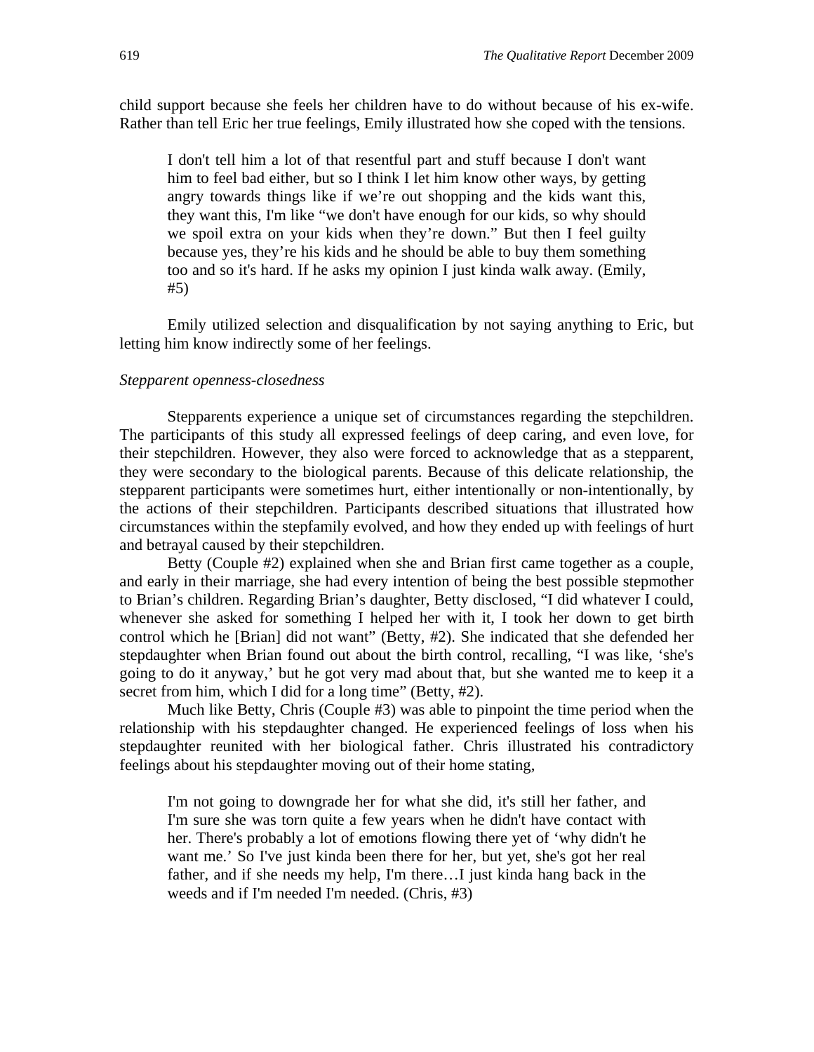child support because she feels her children have to do without because of his ex-wife. Rather than tell Eric her true feelings, Emily illustrated how she coped with the tensions.

> I don't tell him a lot of that resentful part and stuff because I don't want him to feel bad either, but so I think I let him know other ways, by getting angry towards things like if we're out shopping and the kids want this, they want this, I'm like "we don't have enough for our kids, so why should we spoil extra on your kids when they're down." But then I feel guilty because yes, they're his kids and he should be able to buy them something too and so it's hard. If he asks my opinion I just kinda walk away. (Emily, #5)

Emily utilized selection and disqualification by not saying anything to Eric, but letting him know indirectly some of her feelings.

*Stepparent openness-closedness*

Stepparents experience a unique set of circumstances regarding the stepchildren. The participants of this study all expressed feelings of deep caring, and even love, for their stepchildren. However, they also were forced to acknowledge that as a stepparent, they were secondary to the biological parents. Because of this delicate relationship, the stepparent participants were sometimes hurt, either intentionally or non-intentionally, by the actions of their stepchildren. Participants described situations that illustrated how circumstances within the stepfamily evolved, and how they ended up with feelings of hurt and betrayal caused by their stepchildren.

Betty (Couple #2) explained when she and Brian first came together as a couple, and early in their marriage, she had every intention of being the best possible stepmother to Brian's children. Regarding Brian's daughter, Betty disclosed, "I did whatever I could, whenever she asked for something I helped her with it, I took her down to get birth control which he [Brian] did not want" (Betty, #2). She indicated that she defended her stepdaughter when Brian found out about the birth control, recalling, "I was like, 'she's going to do it anyway,' but he got very mad about that, but she wanted me to keep it a secret from him, which I did for a long time" (Betty, #2).

Much like Betty, Chris (Couple #3) was able to pinpoint the time period when the relationship with his stepdaughter changed. He experienced feelings of loss when his stepdaughter reunited with her biological father. Chris illustrated his contradictory feelings about his stepdaughter moving out of their home stating,

> I'm not going to downgrade her for what she did, it's still her father, and I'm sure she was torn quite a few years when he didn't have contact with her. There's probably a lot of emotions flowing there yet of 'why didn't he want me.' So I've just kinda been there for her, but yet, she's got her real father, and if she needs my help, I'm there…I just kinda hang back in the weeds and if I'm needed I'm needed. (Chris, #3)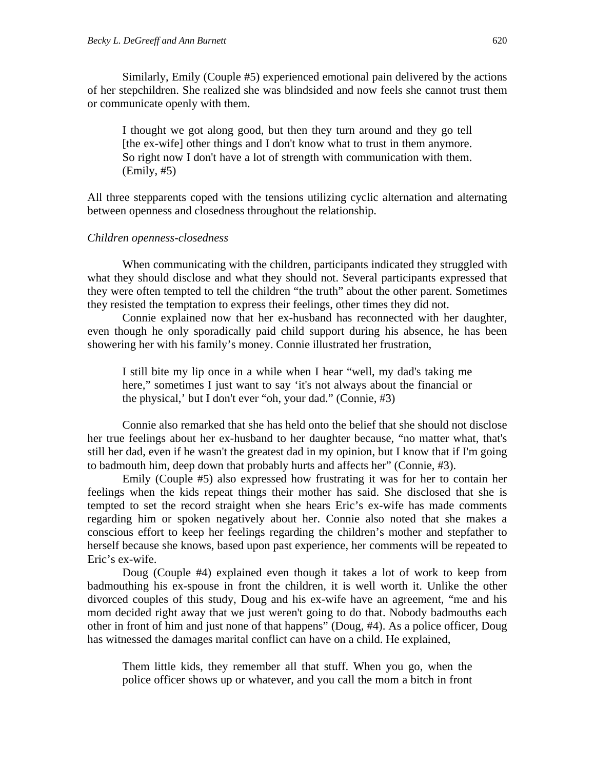Similarly, Emily (Couple #5) experienced emotional pain delivered by the actions of her stepchildren. She realized she was blindsided and now feels she cannot trust them or communicate openly with them.

> I thought we got along good, but then they turn around and they go tell [the ex-wife] other things and I don't know what to trust in them anymore. So right now I don't have a lot of strength with communication with them. (Emily, #5)

All three stepparents coped with the tensions utilizing cyclic alternation and alternating between openness and closedness throughout the relationship.

*Children openness-closedness*

When communicating with the children, participants indicated they struggled with what they should disclose and what they should not. Several participants expressed that they were often tempted to tell the children "the truth" about the other parent. Sometimes they resisted the temptation to express their feelings, other times they did not.

Connie explained now that her ex-husband has reconnected with her daughter, even though he only sporadically paid child support during his absence, he has been showering her with his family's money. Connie illustrated her frustration,

> I still bite my lip once in a while when I hear "well, my dad's taking me here," sometimes I just want to say 'it's not always about the financial or the physical,' but I don't ever "oh, your dad." (Connie, #3)

Connie also remarked that she has held onto the belief that she should not disclose her true feelings about her ex-husband to her daughter because, "no matter what, that's still her dad, even if he wasn't the greatest dad in my opinion, but I know that if I'm going to badmouth him, deep down that probably hurts and affects her" (Connie, #3).

Emily (Couple #5) also expressed how frustrating it was for her to contain her feelings when the kids repeat things their mother has said. She disclosed that she is tempted to set the record straight when she hears Eric's ex-wife has made comments regarding him or spoken negatively about her. Connie also noted that she makes a conscious effort to keep her feelings regarding the children's mother and stepfather to herself because she knows, based upon past experience, her comments will be repeated to Eric's ex-wife.

Doug (Couple #4) explained even though it takes a lot of work to keep from badmouthing his ex-spouse in front the children, it is well worth it. Unlike the other divorced couples of this study, Doug and his ex-wife have an agreement, "me and his mom decided right away that we just weren't going to do that. Nobody badmouths each other in front of him and just none of that happens" (Doug, #4). As a police officer, Doug has witnessed the damages marital conflict can have on a child. He explained,

> Them little kids, they remember all that stuff. When you go, when the police officer shows up or whatever, and you call the mom a bitch in front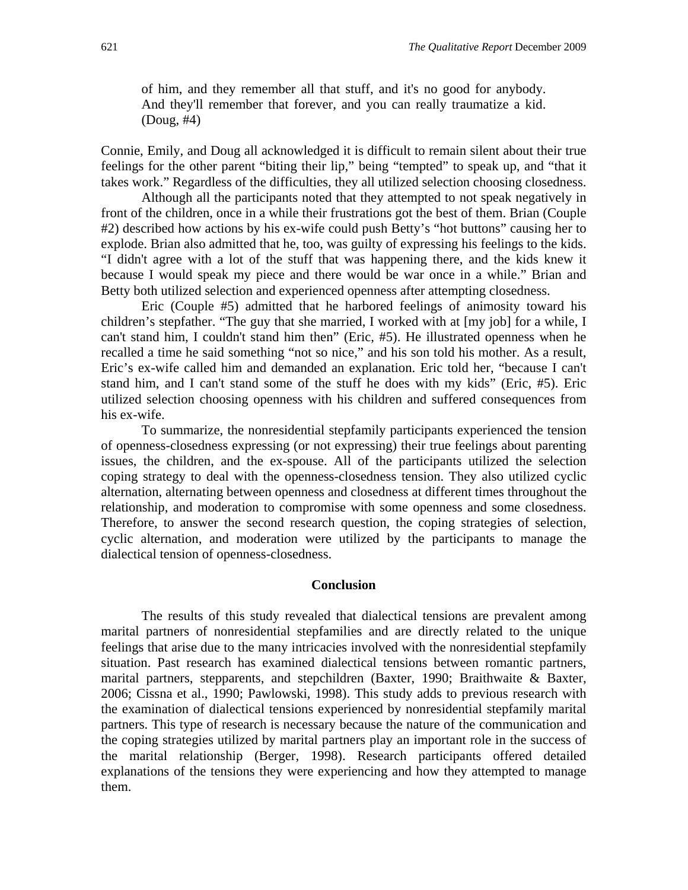> of him, and they remember all that stuff, and it's no good for anybody. And they'll remember that forever, and you can really traumatize a kid. (Doug, #4)

Connie, Emily, and Doug all acknowledged it is difficult to remain silent about their true feelings for the other parent "biting their lip," being "tempted" to speak up, and "that it takes work." Regardless of the difficulties, they all utilized selection choosing closedness.

Although all the participants noted that they attempted to not speak negatively in front of the children, once in a while their frustrations got the best of them. Brian (Couple #2) described how actions by his ex-wife could push Betty's "hot buttons" causing her to explode. Brian also admitted that he, too, was guilty of expressing his feelings to the kids. "I didn't agree with a lot of the stuff that was happening there, and the kids knew it because I would speak my piece and there would be war once in a while." Brian and Betty both utilized selection and experienced openness after attempting closedness.

Eric (Couple #5) admitted that he harbored feelings of animosity toward his children's stepfather. "The guy that she married, I worked with at [my job] for a while, I can't stand him, I couldn't stand him then" (Eric, #5). He illustrated openness when he recalled a time he said something "not so nice," and his son told his mother. As a result, Eric's ex-wife called him and demanded an explanation. Eric told her, "because I can't stand him, and I can't stand some of the stuff he does with my kids" (Eric, #5). Eric utilized selection choosing openness with his children and suffered consequences from his ex-wife.

To summarize, the nonresidential stepfamily participants experienced the tension of openness-closedness expressing (or not expressing) their true feelings about parenting issues, the children, and the ex-spouse. All of the participants utilized the selection coping strategy to deal with the openness-closedness tension. They also utilized cyclic alternation, alternating between openness and closedness at different times throughout the relationship, and moderation to compromise with some openness and some closedness. Therefore, to answer the second research question, the coping strategies of selection, cyclic alternation, and moderation were utilized by the participants to manage the dialectical tension of openness-closedness.

## Conclusion

The results of this study revealed that dialectical tensions are prevalent among marital partners of nonresidential stepfamilies and are directly related to the unique feelings that arise due to the many intricacies involved with the nonresidential stepfamily situation. Past research has examined dialectical tensions between romantic partners, marital partners, stepparents, and stepchildren (Baxter, 1990; Braithwaite & Baxter, 2006; Cissna et al., 1990; Pawlowski, 1998). This study adds to previous research with the examination of dialectical tensions experienced by nonresidential stepfamily marital partners. This type of research is necessary because the nature of the communication and the coping strategies utilized by marital partners play an important role in the success of the marital relationship (Berger, 1998). Research participants offered detailed explanations of the tensions they were experiencing and how they attempted to manage them.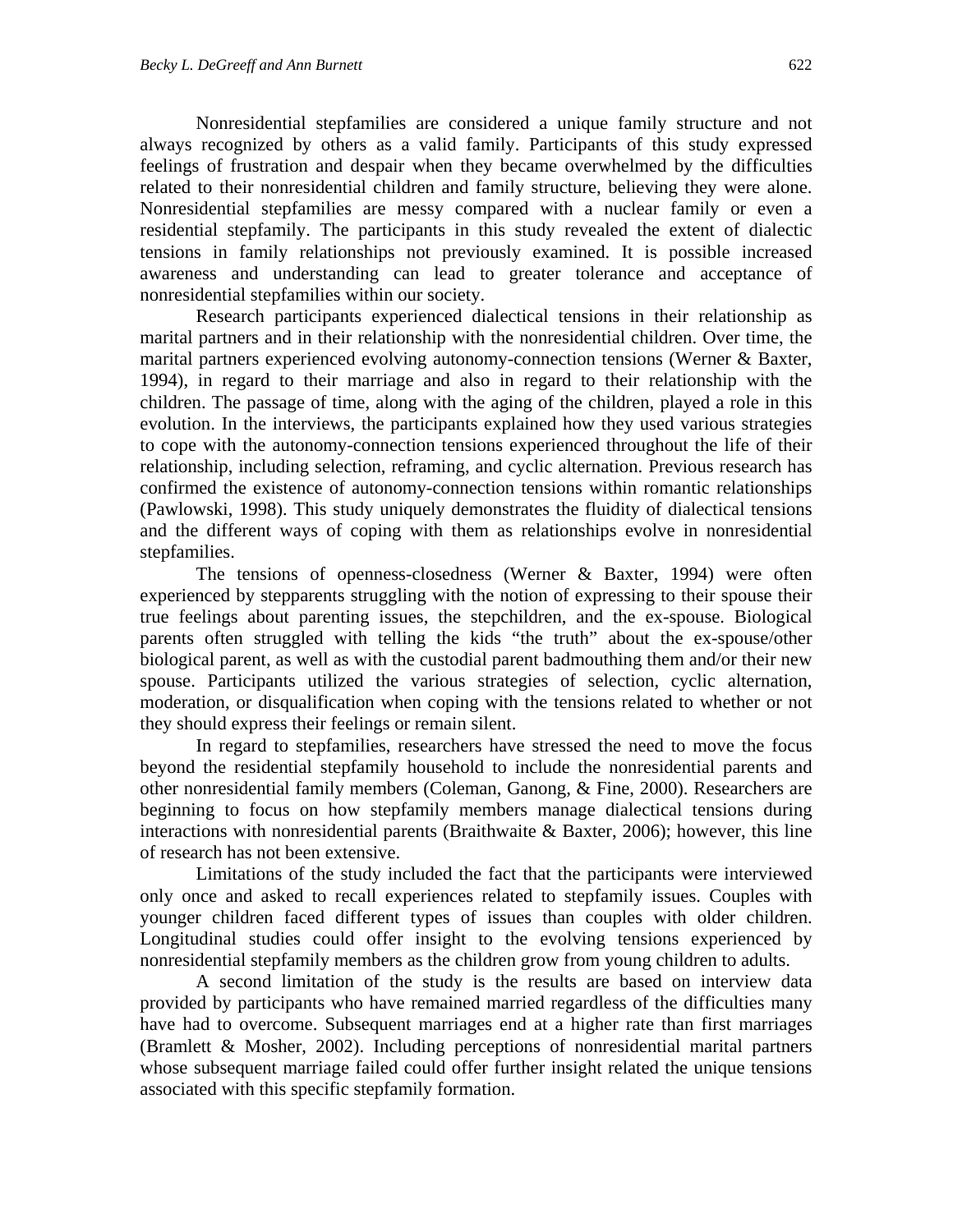Nonresidential stepfamilies are considered a unique family structure and not always recognized by others as a valid family. Participants of this study expressed feelings of frustration and despair when they became overwhelmed by the difficulties related to their nonresidential children and family structure, believing they were alone. Nonresidential stepfamilies are messy compared with a nuclear family or even a residential stepfamily. The participants in this study revealed the extent of dialectic tensions in family relationships not previously examined. It is possible increased awareness and understanding can lead to greater tolerance and acceptance of nonresidential stepfamilies within our society.

Research participants experienced dialectical tensions in their relationship as marital partners and in their relationship with the nonresidential children. Over time, the marital partners experienced evolving autonomy-connection tensions (Werner & Baxter, 1994), in regard to their marriage and also in regard to their relationship with the children. The passage of time, along with the aging of the children, played a role in this evolution. In the interviews, the participants explained how they used various strategies to cope with the autonomy-connection tensions experienced throughout the life of their relationship, including selection, reframing, and cyclic alternation. Previous research has confirmed the existence of autonomy-connection tensions within romantic relationships (Pawlowski, 1998). This study uniquely demonstrates the fluidity of dialectical tensions and the different ways of coping with them as relationships evolve in nonresidential stepfamilies.

The tensions of openness-closedness (Werner & Baxter, 1994) were often experienced by stepparents struggling with the notion of expressing to their spouse their true feelings about parenting issues, the stepchildren, and the ex-spouse. Biological parents often struggled with telling the kids "the truth" about the ex-spouse/other biological parent, as well as with the custodial parent badmouthing them and/or their new spouse. Participants utilized the various strategies of selection, cyclic alternation, moderation, or disqualification when coping with the tensions related to whether or not they should express their feelings or remain silent.

In regard to stepfamilies, researchers have stressed the need to move the focus beyond the residential stepfamily household to include the nonresidential parents and other nonresidential family members (Coleman, Ganong, & Fine, 2000). Researchers are beginning to focus on how stepfamily members manage dialectical tensions during interactions with nonresidential parents (Braithwaite & Baxter, 2006); however, this line of research has not been extensive.

Limitations of the study included the fact that the participants were interviewed only once and asked to recall experiences related to stepfamily issues. Couples with younger children faced different types of issues than couples with older children. Longitudinal studies could offer insight to the evolving tensions experienced by nonresidential stepfamily members as the children grow from young children to adults.

A second limitation of the study is the results are based on interview data provided by participants who have remained married regardless of the difficulties many have had to overcome. Subsequent marriages end at a higher rate than first marriages (Bramlett & Mosher, 2002). Including perceptions of nonresidential marital partners whose subsequent marriage failed could offer further insight related the unique tensions associated with this specific stepfamily formation.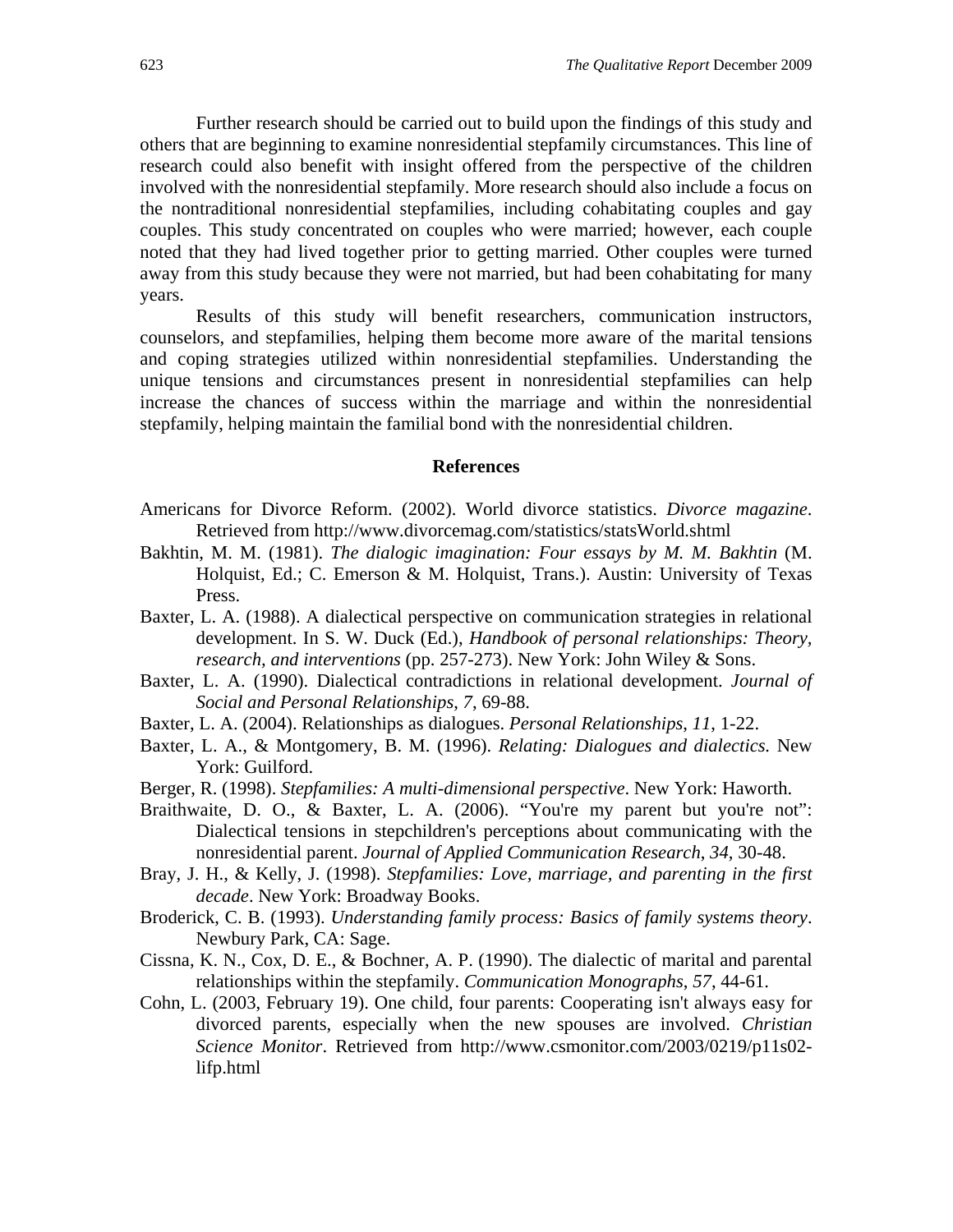Further research should be carried out to build upon the findings of this study and others that are beginning to examine nonresidential stepfamily circumstances. This line of research could also benefit with insight offered from the perspective of the children involved with the nonresidential stepfamily. More research should also include a focus on the nontraditional nonresidential stepfamilies, including cohabitating couples and gay couples. This study concentrated on couples who were married; however, each couple noted that they had lived together prior to getting married. Other couples were turned away from this study because they were not married, but had been cohabitating for many years.

Results of this study will benefit researchers, communication instructors, counselors, and stepfamilies, helping them become more aware of the marital tensions and coping strategies utilized within nonresidential stepfamilies. Understanding the unique tensions and circumstances present in nonresidential stepfamilies can help increase the chances of success within the marriage and within the nonresidential stepfamily, helping maintain the familial bond with the nonresidential children.

## References

Americans for Divorce Reform. (2002). World divorce statistics. *Divorce magazine*. Retrieved from http://www.divorcemag.com/statistics/statsWorld.shtml

Bakhtin, M. M. (1981). *The dialogic imagination: Four essays by M. M. Bakhtin* (M. Holquist, Ed.; C. Emerson & M. Holquist, Trans.). Austin: University of Texas Press.

Baxter, L. A. (1988). A dialectical perspective on communication strategies in relational development. In S. W. Duck (Ed.), *Handbook of personal relationships: Theory, research, and interventions* (pp. 257-273). New York: John Wiley & Sons.

Baxter, L. A. (1990). Dialectical contradictions in relational development. *Journal of Social and Personal Relationships*, *7*, 69-88.

Baxter, L. A. (2004). Relationships as dialogues. *Personal Relationships*, *11*, 1-22.

Baxter, L. A., & Montgomery, B. M. (1996). *Relating: Dialogues and dialectics.* New York: Guilford.

Berger, R. (1998). *Stepfamilies: A multi-dimensional perspective*. New York: Haworth.

Braithwaite, D. O., & Baxter, L. A. (2006). "You're my parent but you're not": Dialectical tensions in stepchildren's perceptions about communicating with the nonresidential parent. *Journal of Applied Communication Research*, *34*, 30-48.

Bray, J. H., & Kelly, J. (1998). *Stepfamilies: Love, marriage, and parenting in the first decade*. New York: Broadway Books.

Broderick, C. B. (1993). *Understanding family process: Basics of family systems theory*. Newbury Park, CA: Sage.

Cissna, K. N., Cox, D. E., & Bochner, A. P. (1990). The dialectic of marital and parental relationships within the stepfamily. *Communication Monographs*, *57*, 44-61.

Cohn, L. (2003, February 19). One child, four parents: Cooperating isn't always easy for divorced parents, especially when the new spouses are involved. *Christian Science Monitor*. Retrieved from http://www.csmonitor.com/2003/0219/p11s02-lifp.html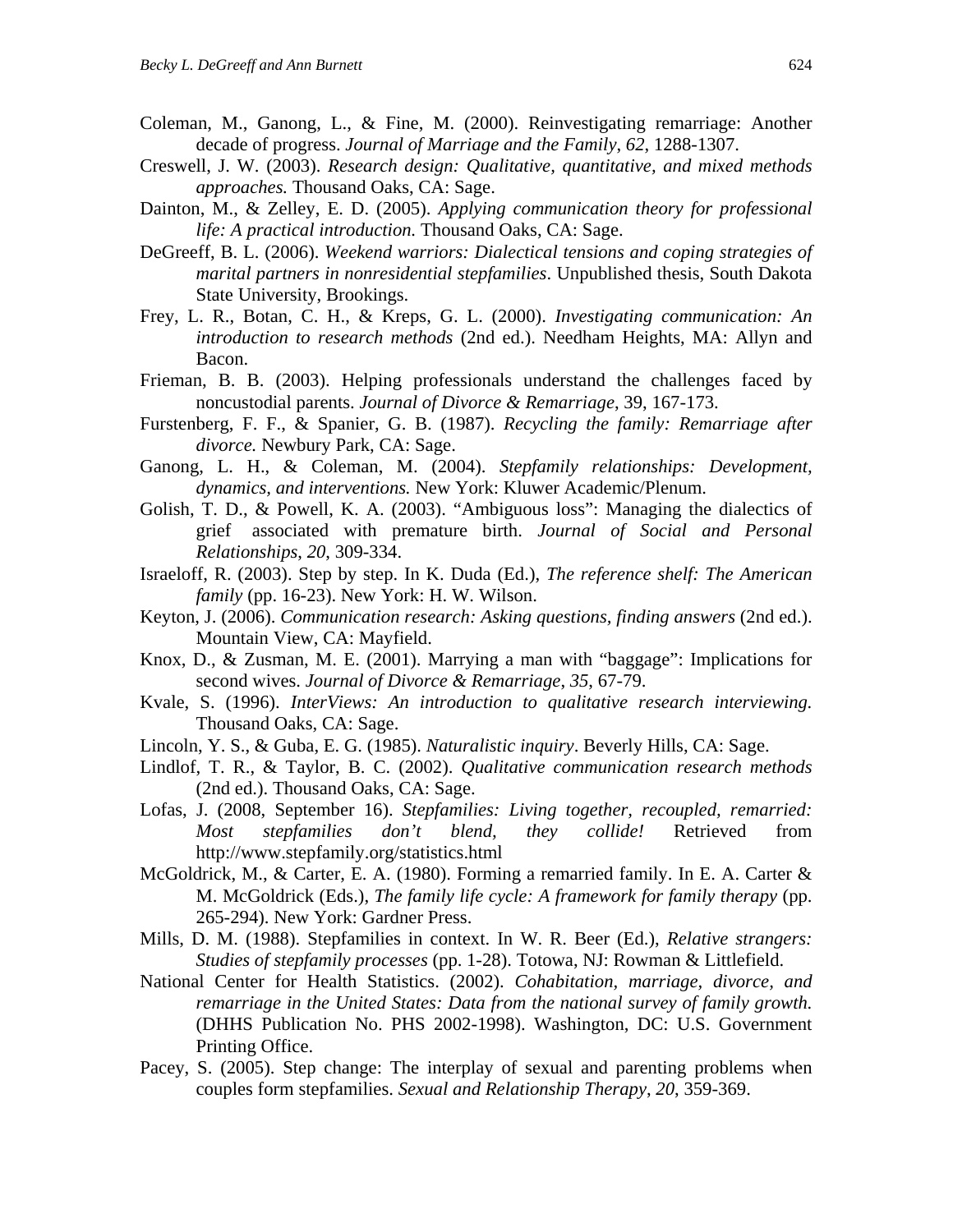Coleman, M., Ganong, L., & Fine, M. (2000). Reinvestigating remarriage: Another decade of progress. *Journal of Marriage and the Family*, *62*, 1288-1307.

Creswell, J. W. (2003). *Research design: Qualitative, quantitative, and mixed methods approaches.* Thousand Oaks, CA: Sage.

Dainton, M., & Zelley, E. D. (2005). *Applying communication theory for professional life: A practical introduction.* Thousand Oaks, CA: Sage.

DeGreeff, B. L. (2006). *Weekend warriors: Dialectical tensions and coping strategies of marital partners in nonresidential stepfamilies*. Unpublished thesis, South Dakota State University, Brookings.

Frey, L. R., Botan, C. H., & Kreps, G. L. (2000). *Investigating communication: An introduction to research methods* (2nd ed.). Needham Heights, MA: Allyn and Bacon.

Frieman, B. B. (2003). Helping professionals understand the challenges faced by noncustodial parents. *Journal of Divorce & Remarriage*, 39, 167-173.

Furstenberg, F. F., & Spanier, G. B. (1987). *Recycling the family: Remarriage after divorce.* Newbury Park, CA: Sage.

Ganong, L. H., & Coleman, M. (2004). *Stepfamily relationships: Development, dynamics, and interventions.* New York: Kluwer Academic/Plenum.

Golish, T. D., & Powell, K. A. (2003). "Ambiguous loss": Managing the dialectics of grief associated with premature birth. *Journal of Social and Personal Relationships*, *20*, 309-334.

Israeloff, R. (2003). Step by step. In K. Duda (Ed.), *The reference shelf: The American family* (pp. 16-23). New York: H. W. Wilson.

Keyton, J. (2006). *Communication research: Asking questions, finding answers* (2nd ed.). Mountain View, CA: Mayfield.

Knox, D., & Zusman, M. E. (2001). Marrying a man with "baggage": Implications for second wives. *Journal of Divorce & Remarriage*, *35*, 67-79.

Kvale, S. (1996). *InterViews: An introduction to qualitative research interviewing.* Thousand Oaks, CA: Sage.

Lincoln, Y. S., & Guba, E. G. (1985). *Naturalistic inquiry*. Beverly Hills, CA: Sage.

Lindlof, T. R., & Taylor, B. C. (2002). *Qualitative communication research methods* (2nd ed.). Thousand Oaks, CA: Sage.

Lofas, J. (2008, September 16). *Stepfamilies: Living together, recoupled, remarried: Most stepfamilies don't blend, they collide!* Retrieved from http://www.stepfamily.org/statistics.html

McGoldrick, M., & Carter, E. A. (1980). Forming a remarried family. In E. A. Carter & M. McGoldrick (Eds.), *The family life cycle: A framework for family therapy* (pp. 265-294). New York: Gardner Press.

Mills, D. M. (1988). Stepfamilies in context. In W. R. Beer (Ed.), *Relative strangers: Studies of stepfamily processes* (pp. 1-28). Totowa, NJ: Rowman & Littlefield.

National Center for Health Statistics. (2002). *Cohabitation, marriage, divorce, and remarriage in the United States: Data from the national survey of family growth.* (DHHS Publication No. PHS 2002-1998). Washington, DC: U.S. Government Printing Office.

Pacey, S. (2005). Step change: The interplay of sexual and parenting problems when couples form stepfamilies. *Sexual and Relationship Therapy*, *20*, 359-369.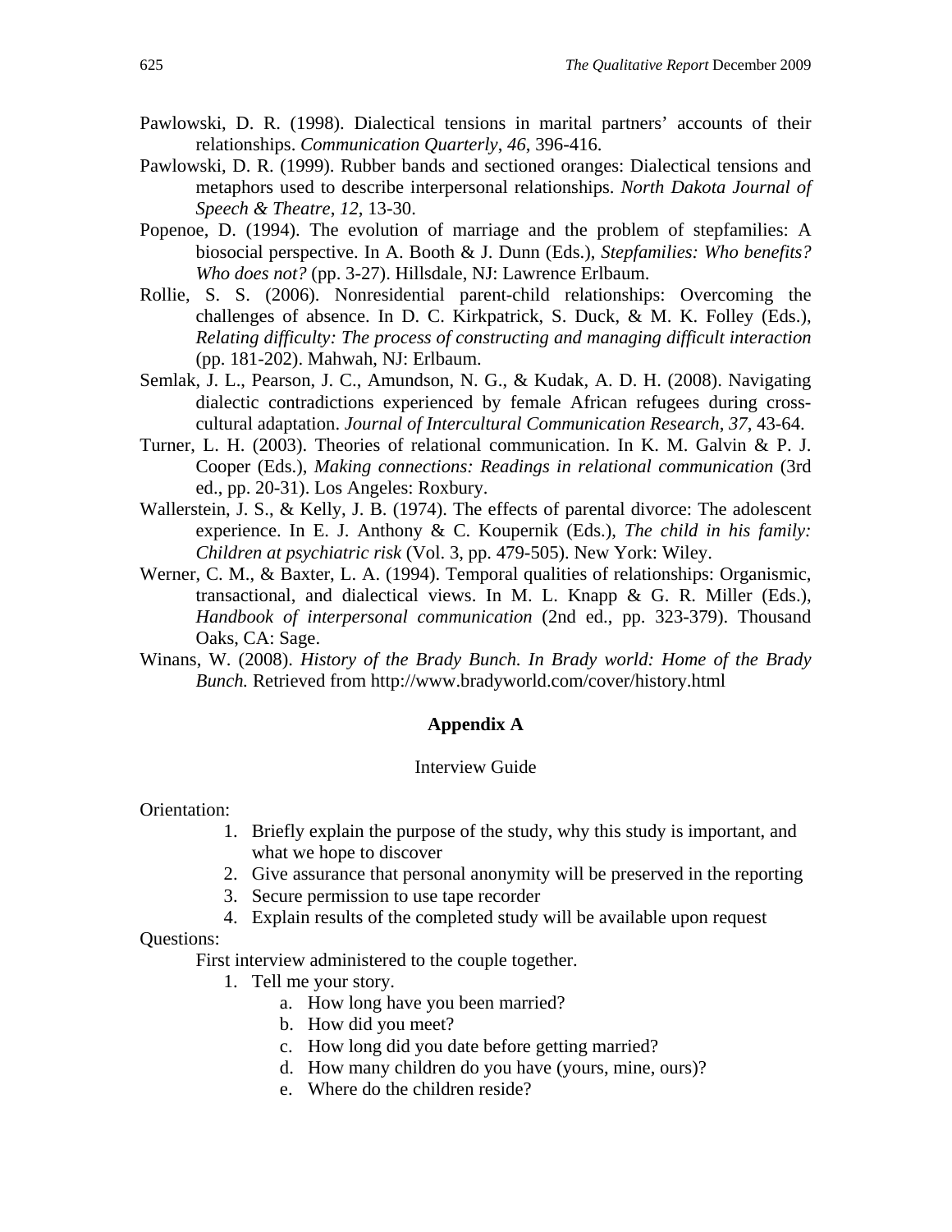Pawlowski, D. R. (1998). Dialectical tensions in marital partners' accounts of their relationships. *Communication Quarterly*, *46*, 396-416.

Pawlowski, D. R. (1999). Rubber bands and sectioned oranges: Dialectical tensions and metaphors used to describe interpersonal relationships. *North Dakota Journal of Speech & Theatre*, *12*, 13-30.

Popenoe, D. (1994). The evolution of marriage and the problem of stepfamilies: A biosocial perspective. In A. Booth & J. Dunn (Eds.), *Stepfamilies: Who benefits? Who does not?* (pp. 3-27). Hillsdale, NJ: Lawrence Erlbaum.

Rollie, S. S. (2006). Nonresidential parent-child relationships: Overcoming the challenges of absence. In D. C. Kirkpatrick, S. Duck, & M. K. Folley (Eds.), *Relating difficulty: The process of constructing and managing difficult interaction* (pp. 181-202). Mahwah, NJ: Erlbaum.

Semlak, J. L., Pearson, J. C., Amundson, N. G., & Kudak, A. D. H. (2008). Navigating dialectic contradictions experienced by female African refugees during cross-cultural adaptation. *Journal of Intercultural Communication Research*, *37*, 43-64.

Turner, L. H. (2003). Theories of relational communication. In K. M. Galvin & P. J. Cooper (Eds.), *Making connections: Readings in relational communication* (3rd ed., pp. 20-31). Los Angeles: Roxbury.

Wallerstein, J. S., & Kelly, J. B. (1974). The effects of parental divorce: The adolescent experience. In E. J. Anthony & C. Koupernik (Eds.), *The child in his family: Children at psychiatric risk* (Vol. 3, pp. 479-505). New York: Wiley.

Werner, C. M., & Baxter, L. A. (1994). Temporal qualities of relationships: Organismic, transactional, and dialectical views. In M. L. Knapp & G. R. Miller (Eds.), *Handbook of interpersonal communication* (2nd ed., pp. 323-379). Thousand Oaks, CA: Sage.

Winans, W. (2008). *History of the Brady Bunch. In Brady world: Home of the Brady Bunch.* Retrieved from http://www.bradyworld.com/cover/history.html

## Appendix A

Interview Guide

Orientation:

1. Briefly explain the purpose of the study, why this study is important, and what we hope to discover
2. Give assurance that personal anonymity will be preserved in the reporting
3. Secure permission to use tape recorder
4. Explain results of the completed study will be available upon request

Questions:

First interview administered to the couple together.

1. Tell me your story.
    a. How long have you been married?
    b. How did you meet?
    c. How long did you date before getting married?
    d. How many children do you have (yours, mine, ours)?
    e. Where do the children reside?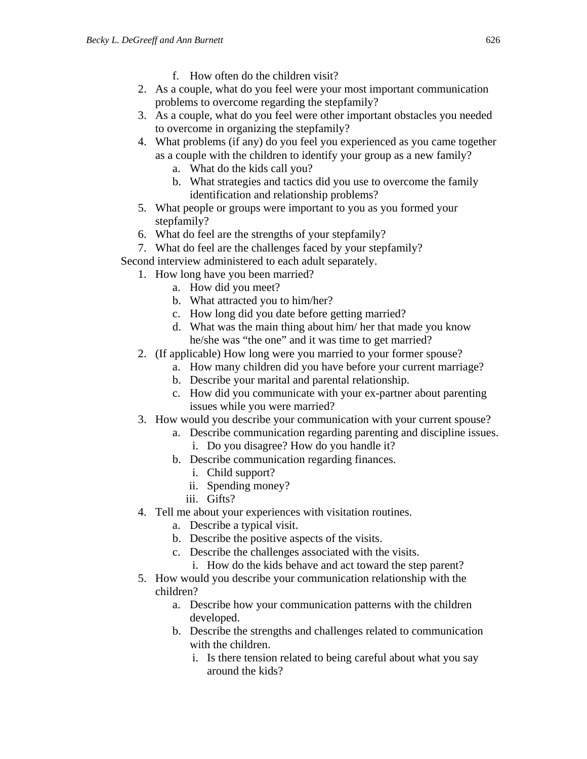f. How often do the children visit?

2. As a couple, what do you feel were your most important communication problems to overcome regarding the stepfamily?
3. As a couple, what do you feel were other important obstacles you needed to overcome in organizing the stepfamily?
4. What problems (if any) do you feel you experienced as you came together as a couple with the children to identify your group as a new family?
   a. What do the kids call you?
   b. What strategies and tactics did you use to overcome the family identification and relationship problems?
5. What people or groups were important to you as you formed your stepfamily?
6. What do feel are the strengths of your stepfamily?
7. What do feel are the challenges faced by your stepfamily?

Second interview administered to each adult separately.

1. How long have you been married?
   a. How did you meet?
   b. What attracted you to him/her?
   c. How long did you date before getting married?
   d. What was the main thing about him/ her that made you know he/she was "the one" and it was time to get married?
2. (If applicable) How long were you married to your former spouse?
   a. How many children did you have before your current marriage?
   b. Describe your marital and parental relationship.
   c. How did you communicate with your ex-partner about parenting issues while you were married?
3. How would you describe your communication with your current spouse?
   a. Describe communication regarding parenting and discipline issues.
      i. Do you disagree? How do you handle it?
   b. Describe communication regarding finances.
      i. Child support?
      ii. Spending money?
      iii. Gifts?
4. Tell me about your experiences with visitation routines.
   a. Describe a typical visit.
   b. Describe the positive aspects of the visits.
   c. Describe the challenges associated with the visits.
      i. How do the kids behave and act toward the step parent?
5. How would you describe your communication relationship with the children?
   a. Describe how your communication patterns with the children developed.
   b. Describe the strengths and challenges related to communication with the children.
      i. Is there tension related to being careful about what you say around the kids?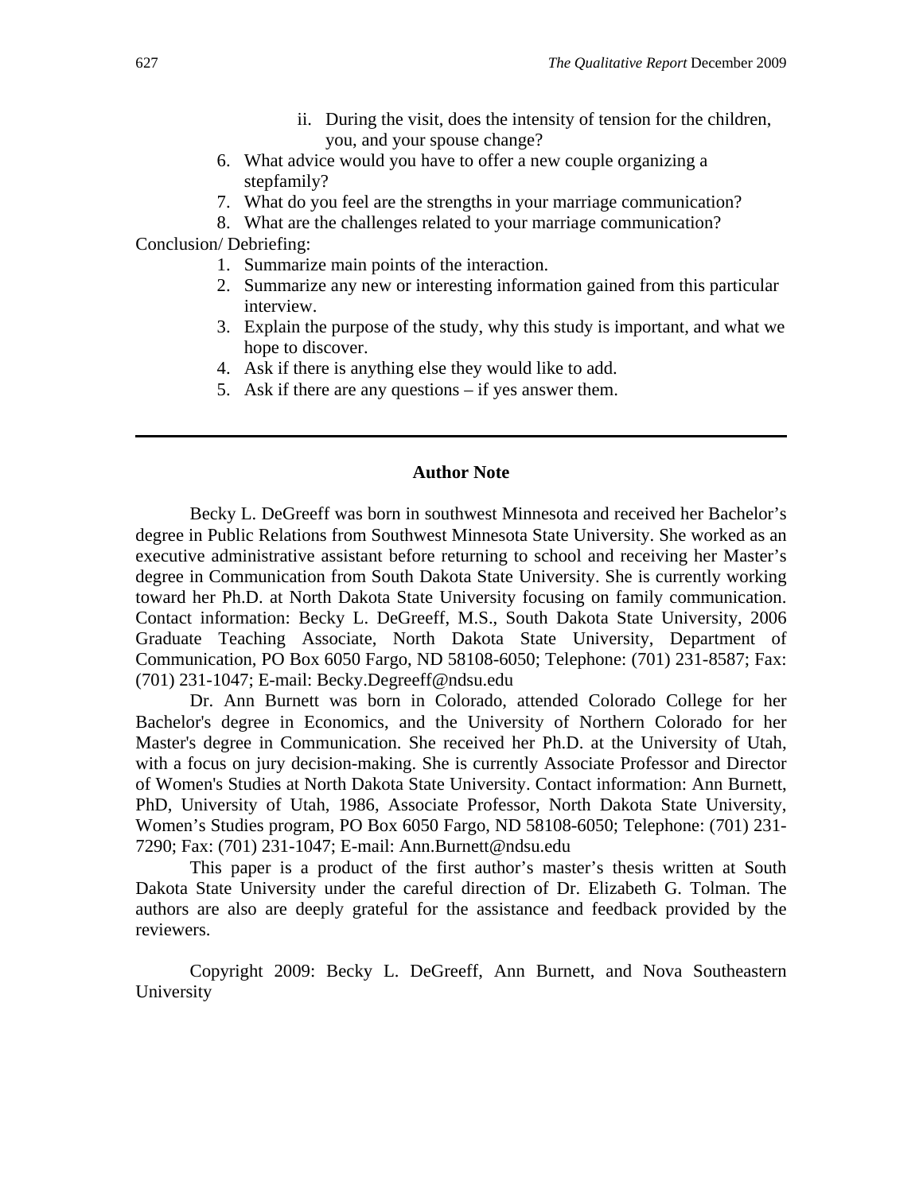ii. During the visit, does the intensity of tension for the children, you, and your spouse change?

6. What advice would you have to offer a new couple organizing a stepfamily?
7. What do you feel are the strengths in your marriage communication?
8. What are the challenges related to your marriage communication?

Conclusion/ Debriefing:

1. Summarize main points of the interaction.
2. Summarize any new or interesting information gained from this particular interview.
3. Explain the purpose of the study, why this study is important, and what we hope to discover.
4. Ask if there is anything else they would like to add.
5. Ask if there are any questions – if yes answer them.

---

## Author Note

Becky L. DeGreeff was born in southwest Minnesota and received her Bachelor's degree in Public Relations from Southwest Minnesota State University. She worked as an executive administrative assistant before returning to school and receiving her Master's degree in Communication from South Dakota State University. She is currently working toward her Ph.D. at North Dakota State University focusing on family communication. Contact information: Becky L. DeGreeff, M.S., South Dakota State University, 2006 Graduate Teaching Associate, North Dakota State University, Department of Communication, PO Box 6050 Fargo, ND 58108-6050; Telephone: (701) 231-8587; Fax: (701) 231-1047; E-mail: Becky.Degreeff@ndsu.edu

Dr. Ann Burnett was born in Colorado, attended Colorado College for her Bachelor's degree in Economics, and the University of Northern Colorado for her Master's degree in Communication. She received her Ph.D. at the University of Utah, with a focus on jury decision-making. She is currently Associate Professor and Director of Women's Studies at North Dakota State University. Contact information: Ann Burnett, PhD, University of Utah, 1986, Associate Professor, North Dakota State University, Women's Studies program, PO Box 6050 Fargo, ND 58108-6050; Telephone: (701) 231-7290; Fax: (701) 231-1047; E-mail: Ann.Burnett@ndsu.edu

This paper is a product of the first author's master's thesis written at South Dakota State University under the careful direction of Dr. Elizabeth G. Tolman. The authors are also are deeply grateful for the assistance and feedback provided by the reviewers.

Copyright 2009: Becky L. DeGreeff, Ann Burnett, and Nova Southeastern University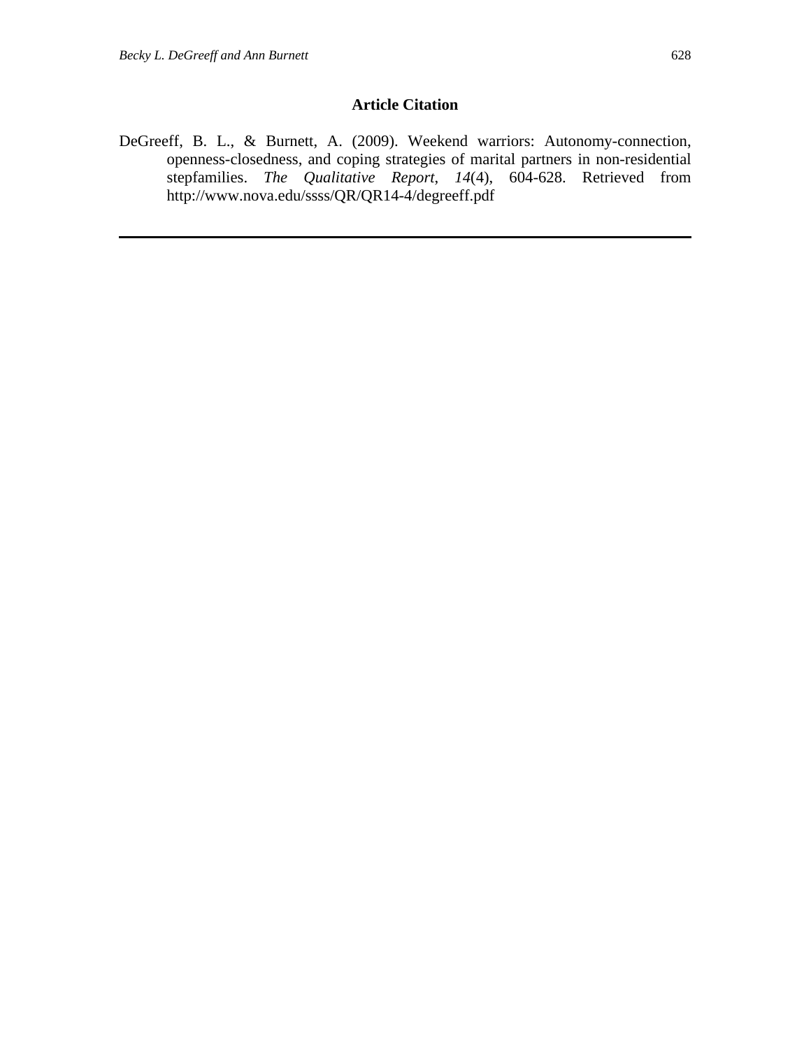## Article Citation

DeGreeff, B. L., & Burnett, A. (2009). Weekend warriors: Autonomy-connection, openness-closedness, and coping strategies of marital partners in non-residential stepfamilies. *The Qualitative Report*, *14*(4), 604-628. Retrieved from http://www.nova.edu/ssss/QR/QR14-4/degreeff.pdf